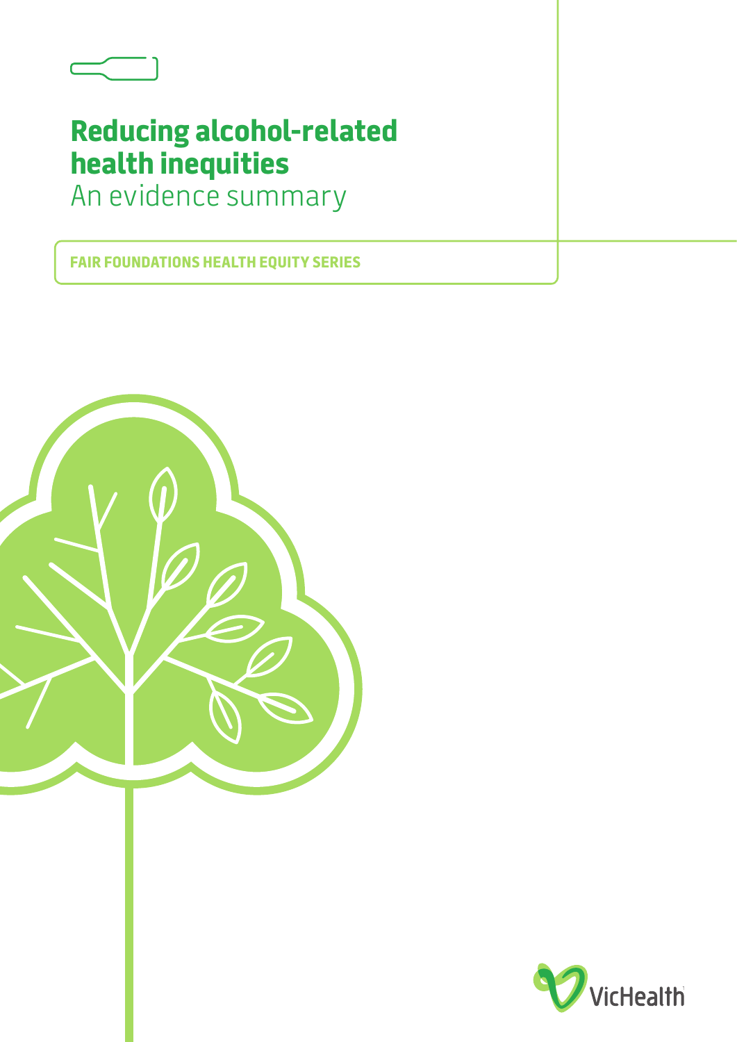# Reducing alcohol-related health inequities

An evidence summary

FAIR FOUNDATIONS HEALTH EQUITY SERIES

VicHealth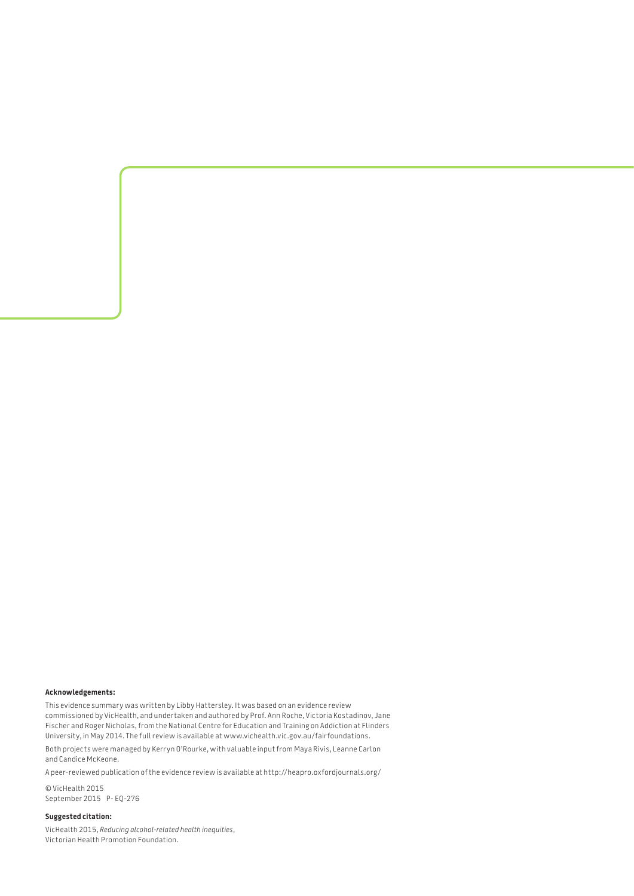**Acknowledgements:**

This evidence summary was written by Libby Hattersley. It was based on an evidence review commissioned by VicHealth, and undertaken and authored by Prof. Ann Roche, Victoria Kostadinov, Jane Fischer and Roger Nicholas, from the National Centre for Education and Training on Addiction at Flinders University, in May 2014. The full review is available at www.vichealth.vic.gov.au/fairfoundations.

Both projects were managed by Kerryn O'Rourke, with valuable input from Maya Rivis, Leanne Carlon and Candice McKeone.

A peer-reviewed publication of the evidence review is available at http://heapro.oxfordjournals.org/

© VicHealth 2015
September 2015 P- EQ-276

**Suggested citation:**

VicHealth 2015, *Reducing alcohol-related health inequities*, Victorian Health Promotion Foundation.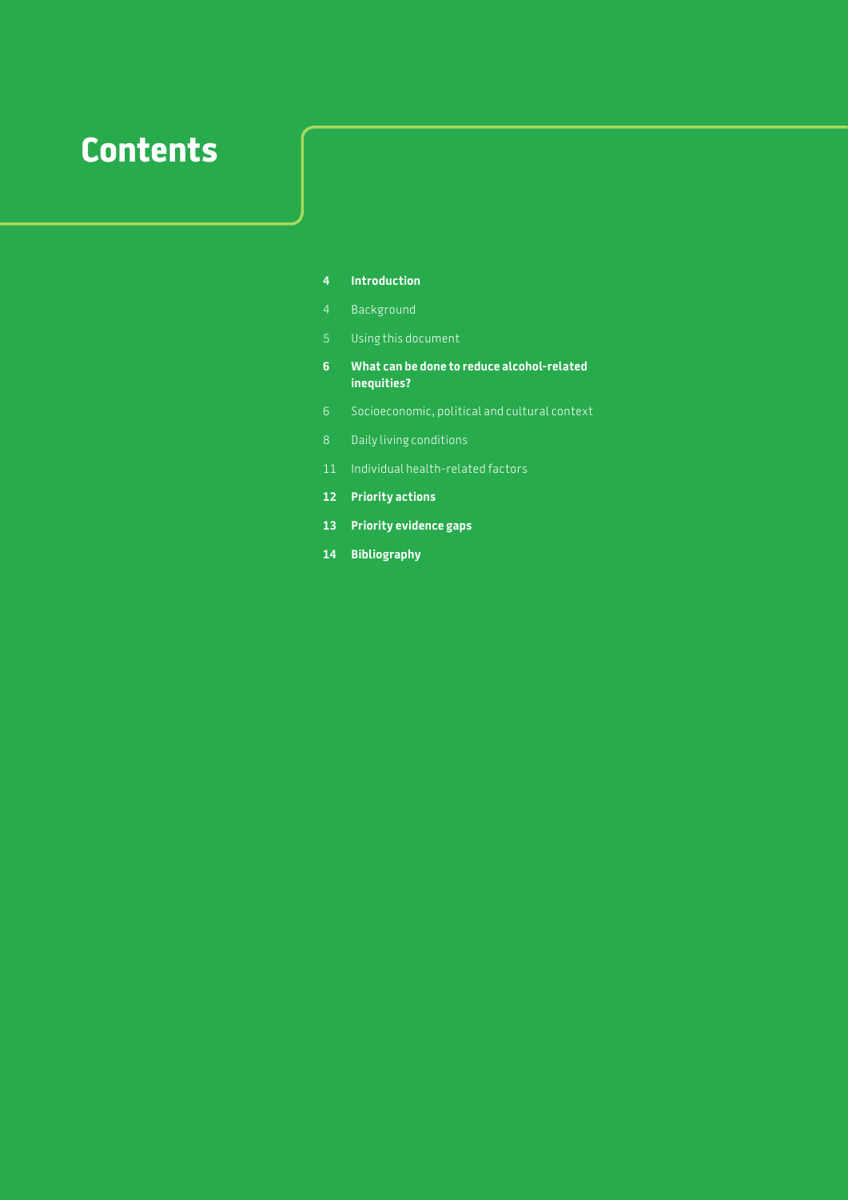# Contents

**4 Introduction**

4 Background

5 Using this document

**6 What can be done to reduce alcohol-related inequities?**

6 Socioeconomic, political and cultural context

8 Daily living conditions

11 Individual health-related factors

**12 Priority actions**

**13 Priority evidence gaps**

**14 Bibliography**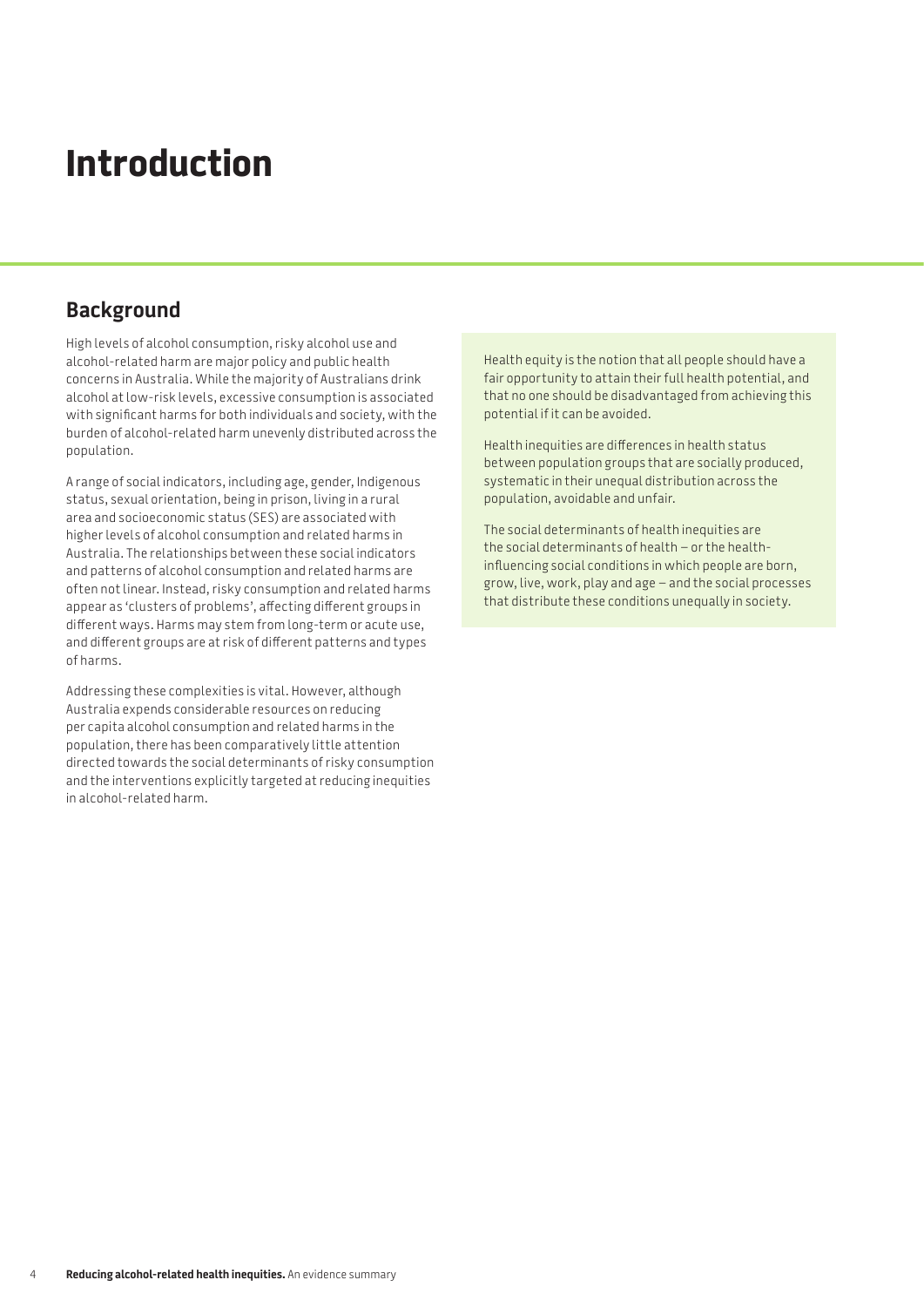# Introduction

## Background

High levels of alcohol consumption, risky alcohol use and alcohol-related harm are major policy and public health concerns in Australia. While the majority of Australians drink alcohol at low-risk levels, excessive consumption is associated with significant harms for both individuals and society, with the burden of alcohol-related harm unevenly distributed across the population.

A range of social indicators, including age, gender, Indigenous status, sexual orientation, being in prison, living in a rural area and socioeconomic status (SES) are associated with higher levels of alcohol consumption and related harms in Australia. The relationships between these social indicators and patterns of alcohol consumption and related harms are often not linear. Instead, risky consumption and related harms appear as 'clusters of problems', affecting different groups in different ways. Harms may stem from long-term or acute use, and different groups are at risk of different patterns and types of harms.

Addressing these complexities is vital. However, although Australia expends considerable resources on reducing per capita alcohol consumption and related harms in the population, there has been comparatively little attention directed towards the social determinants of risky consumption and the interventions explicitly targeted at reducing inequities in alcohol-related harm.

Health equity is the notion that all people should have a fair opportunity to attain their full health potential, and that no one should be disadvantaged from achieving this potential if it can be avoided.

Health inequities are differences in health status between population groups that are socially produced, systematic in their unequal distribution across the population, avoidable and unfair.

The social determinants of health inequities are the social determinants of health – or the health-influencing social conditions in which people are born, grow, live, work, play and age – and the social processes that distribute these conditions unequally in society.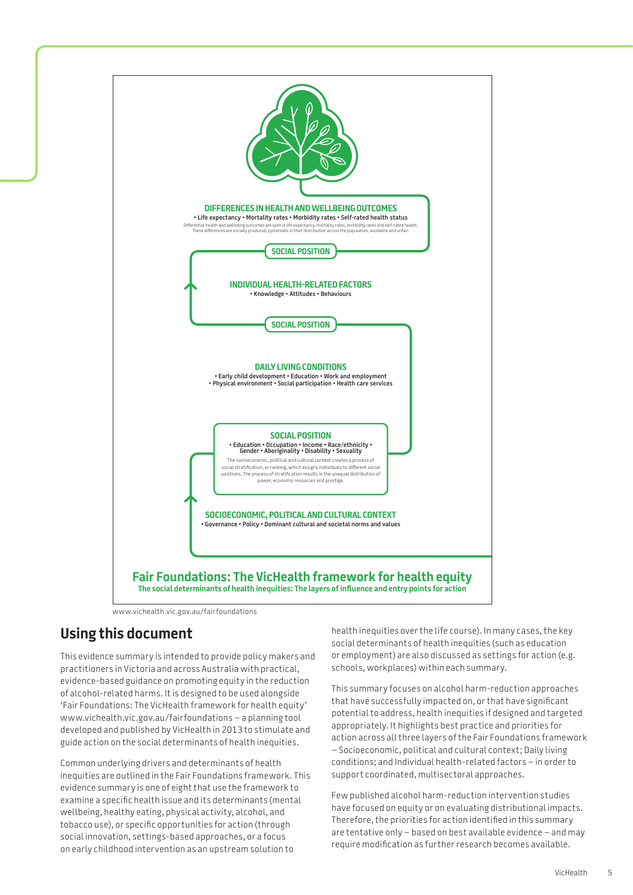**DIFFERENCES IN HEALTH AND WELLBEING OUTCOMES**
• Life expectancy • Mortality rates • Morbidity rates • Self-rated health status
Differential health and wellbeing outcomes are seen in life expectancy, mortality rates, morbidity rates and self-rated health. These differences are socially produced, systematic in their distribution across the population, avoidable and unfair.

**SOCIAL POSITION**

**INDIVIDUAL HEALTH-RELATED FACTORS**
• Knowledge • Attitudes • Behaviours

**SOCIAL POSITION**

**DAILY LIVING CONDITIONS**
• Early child development • Education • Work and employment
• Physical environment • Social participation • Health care services

**SOCIAL POSITION**
• Education • Occupation • Income • Race/ethnicity •
Gender • Aboriginality • Disability • Sexuality
The socioeconomic, political and cultural context creates a process of social stratification, or ranking, which assigns individuals to different social positions. The process of stratification results in the unequal distribution of power, economic resources and prestige.

**SOCIOECONOMIC, POLITICAL AND CULTURAL CONTEXT**
• Governance • Policy • Dominant cultural and societal norms and values

**Fair Foundations: The VicHealth framework for health equity**
**The social determinants of health inequities: The layers of influence and entry points for action**

www.vichealth.vic.gov.au/fairfoundations

## Using this document

This evidence summary is intended to provide policy makers and practitioners in Victoria and across Australia with practical, evidence-based guidance on promoting equity in the reduction of alcohol-related harms. It is designed to be used alongside 'Fair Foundations: The VicHealth framework for health equity' www.vichealth.vic.gov.au/fairfoundations – a planning tool developed and published by VicHealth in 2013 to stimulate and guide action on the social determinants of health inequities.

Common underlying drivers and determinants of health inequities are outlined in the Fair Foundations framework. This evidence summary is one of eight that use the framework to examine a specific health issue and its determinants (mental wellbeing, healthy eating, physical activity, alcohol, and tobacco use), or specific opportunities for action (through social innovation, settings-based approaches, or a focus on early childhood intervention as an upstream solution to health inequities over the life course). In many cases, the key social determinants of health inequities (such as education or employment) are also discussed as settings for action (e.g. schools, workplaces) within each summary.

This summary focuses on alcohol harm-reduction approaches that have successfully impacted on, or that have significant potential to address, health inequities if designed and targeted appropriately. It highlights best practice and priorities for action across all three layers of the Fair Foundations framework – Socioeconomic, political and cultural context; Daily living conditions; and Individual health-related factors – in order to support coordinated, multisectoral approaches.

Few published alcohol harm-reduction intervention studies have focused on equity or on evaluating distributional impacts. Therefore, the priorities for action identified in this summary are tentative only – based on best available evidence – and may require modification as further research becomes available.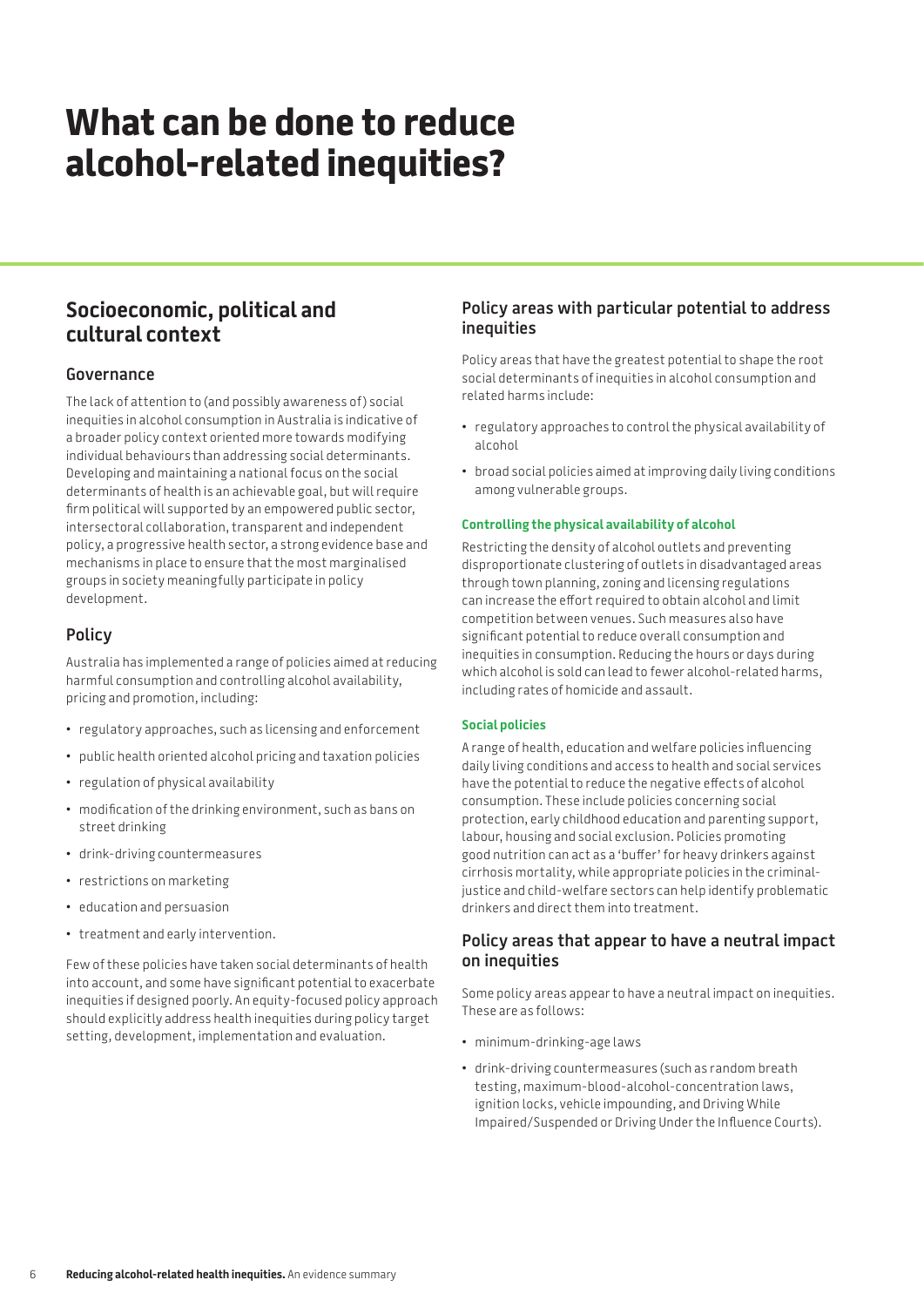# What can be done to reduce alcohol-related inequities?

## Socioeconomic, political and cultural context

### Governance

The lack of attention to (and possibly awareness of) social inequities in alcohol consumption in Australia is indicative of a broader policy context oriented more towards modifying individual behaviours than addressing social determinants. Developing and maintaining a national focus on the social determinants of health is an achievable goal, but will require firm political will supported by an empowered public sector, intersectoral collaboration, transparent and independent policy, a progressive health sector, a strong evidence base and mechanisms in place to ensure that the most marginalised groups in society meaningfully participate in policy development.

### Policy

Australia has implemented a range of policies aimed at reducing harmful consumption and controlling alcohol availability, pricing and promotion, including:

- regulatory approaches, such as licensing and enforcement
- public health oriented alcohol pricing and taxation policies
- regulation of physical availability
- modification of the drinking environment, such as bans on street drinking
- drink-driving countermeasures
- restrictions on marketing
- education and persuasion
- treatment and early intervention.

Few of these policies have taken social determinants of health into account, and some have significant potential to exacerbate inequities if designed poorly. An equity-focused policy approach should explicitly address health inequities during policy target setting, development, implementation and evaluation.

### Policy areas with particular potential to address inequities

Policy areas that have the greatest potential to shape the root social determinants of inequities in alcohol consumption and related harms include:

- regulatory approaches to control the physical availability of alcohol
- broad social policies aimed at improving daily living conditions among vulnerable groups.

#### Controlling the physical availability of alcohol

Restricting the density of alcohol outlets and preventing disproportionate clustering of outlets in disadvantaged areas through town planning, zoning and licensing regulations can increase the effort required to obtain alcohol and limit competition between venues. Such measures also have significant potential to reduce overall consumption and inequities in consumption. Reducing the hours or days during which alcohol is sold can lead to fewer alcohol-related harms, including rates of homicide and assault.

#### Social policies

A range of health, education and welfare policies influencing daily living conditions and access to health and social services have the potential to reduce the negative effects of alcohol consumption. These include policies concerning social protection, early childhood education and parenting support, labour, housing and social exclusion. Policies promoting good nutrition can act as a 'buffer' for heavy drinkers against cirrhosis mortality, while appropriate policies in the criminal-justice and child-welfare sectors can help identify problematic drinkers and direct them into treatment.

### Policy areas that appear to have a neutral impact on inequities

Some policy areas appear to have a neutral impact on inequities. These are as follows:

- minimum-drinking-age laws
- drink-driving countermeasures (such as random breath testing, maximum-blood-alcohol-concentration laws, ignition locks, vehicle impounding, and Driving While Impaired/Suspended or Driving Under the Influence Courts).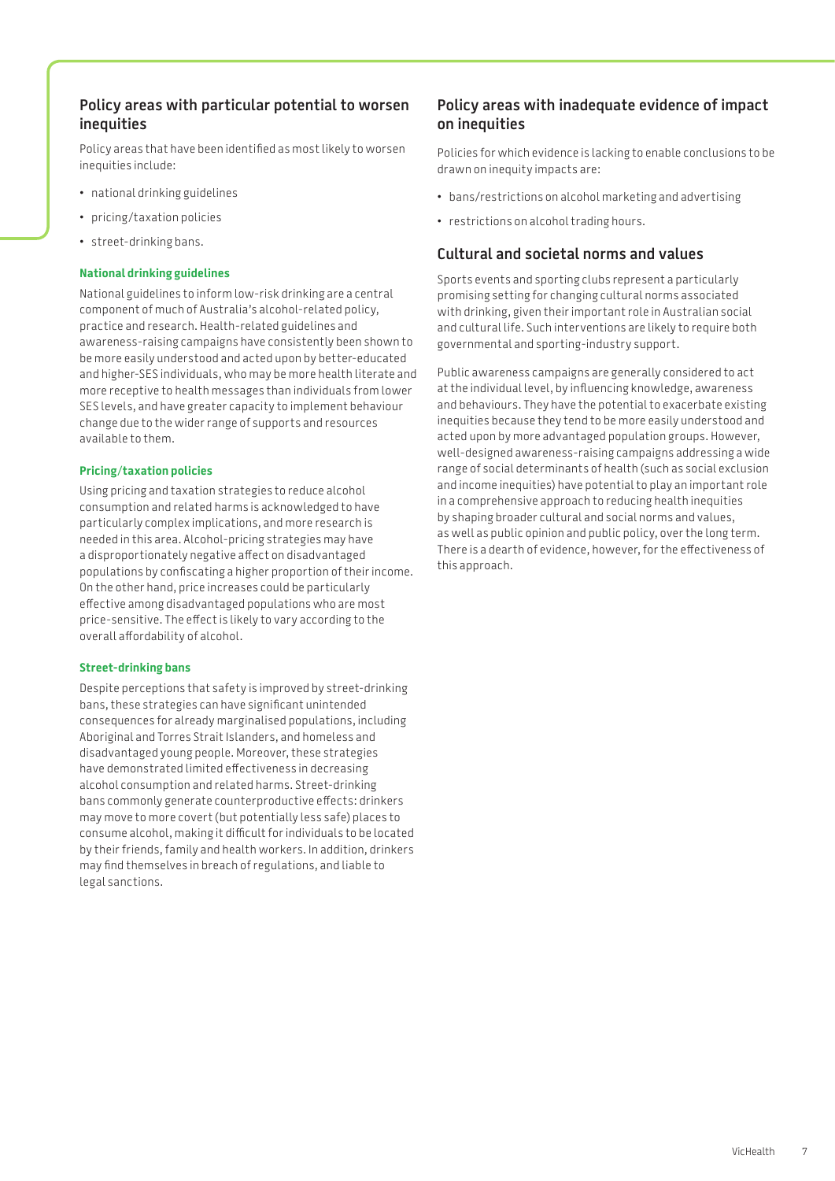## Policy areas with particular potential to worsen inequities

Policy areas that have been identified as most likely to worsen inequities include:

- national drinking guidelines
- pricing/taxation policies
- street-drinking bans.

#### National drinking guidelines

National guidelines to inform low-risk drinking are a central component of much of Australia's alcohol-related policy, practice and research. Health-related guidelines and awareness-raising campaigns have consistently been shown to be more easily understood and acted upon by better-educated and higher-SES individuals, who may be more health literate and more receptive to health messages than individuals from lower SES levels, and have greater capacity to implement behaviour change due to the wider range of supports and resources available to them.

#### Pricing/taxation policies

Using pricing and taxation strategies to reduce alcohol consumption and related harms is acknowledged to have particularly complex implications, and more research is needed in this area. Alcohol-pricing strategies may have a disproportionately negative affect on disadvantaged populations by confiscating a higher proportion of their income. On the other hand, price increases could be particularly effective among disadvantaged populations who are most price-sensitive. The effect is likely to vary according to the overall affordability of alcohol.

#### Street-drinking bans

Despite perceptions that safety is improved by street-drinking bans, these strategies can have significant unintended consequences for already marginalised populations, including Aboriginal and Torres Strait Islanders, and homeless and disadvantaged young people. Moreover, these strategies have demonstrated limited effectiveness in decreasing alcohol consumption and related harms. Street-drinking bans commonly generate counterproductive effects: drinkers may move to more covert (but potentially less safe) places to consume alcohol, making it difficult for individuals to be located by their friends, family and health workers. In addition, drinkers may find themselves in breach of regulations, and liable to legal sanctions.

## Policy areas with inadequate evidence of impact on inequities

Policies for which evidence is lacking to enable conclusions to be drawn on inequity impacts are:

- bans/restrictions on alcohol marketing and advertising
- restrictions on alcohol trading hours.

## Cultural and societal norms and values

Sports events and sporting clubs represent a particularly promising setting for changing cultural norms associated with drinking, given their important role in Australian social and cultural life. Such interventions are likely to require both governmental and sporting-industry support.

Public awareness campaigns are generally considered to act at the individual level, by influencing knowledge, awareness and behaviours. They have the potential to exacerbate existing inequities because they tend to be more easily understood and acted upon by more advantaged population groups. However, well-designed awareness-raising campaigns addressing a wide range of social determinants of health (such as social exclusion and income inequities) have potential to play an important role in a comprehensive approach to reducing health inequities by shaping broader cultural and social norms and values, as well as public opinion and public policy, over the long term. There is a dearth of evidence, however, for the effectiveness of this approach.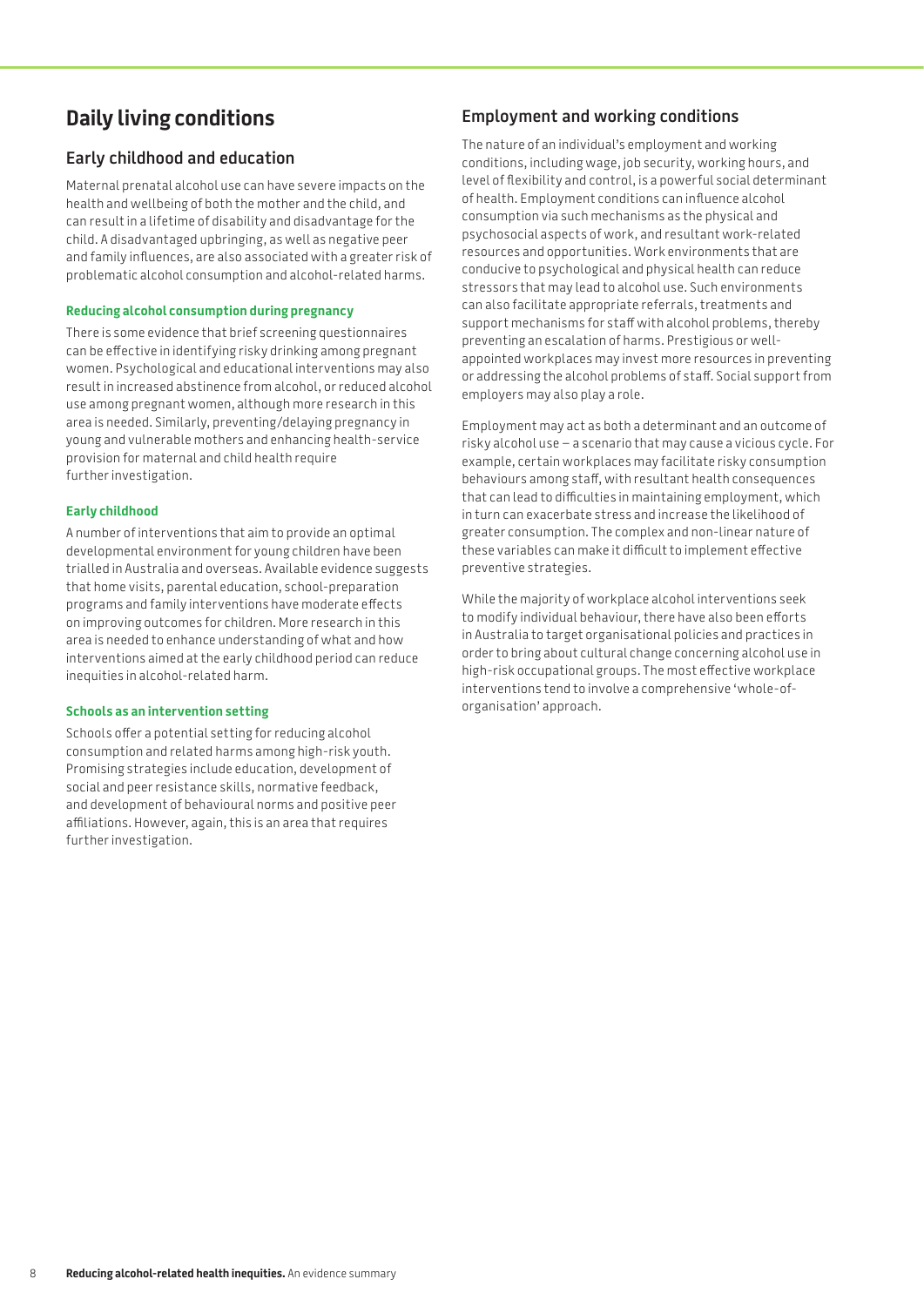## Daily living conditions

### Early childhood and education

Maternal prenatal alcohol use can have severe impacts on the health and wellbeing of both the mother and the child, and can result in a lifetime of disability and disadvantage for the child. A disadvantaged upbringing, as well as negative peer and family influences, are also associated with a greater risk of problematic alcohol consumption and alcohol-related harms.

#### Reducing alcohol consumption during pregnancy

There is some evidence that brief screening questionnaires can be effective in identifying risky drinking among pregnant women. Psychological and educational interventions may also result in increased abstinence from alcohol, or reduced alcohol use among pregnant women, although more research in this area is needed. Similarly, preventing/delaying pregnancy in young and vulnerable mothers and enhancing health-service provision for maternal and child health require further investigation.

#### Early childhood

A number of interventions that aim to provide an optimal developmental environment for young children have been trialled in Australia and overseas. Available evidence suggests that home visits, parental education, school-preparation programs and family interventions have moderate effects on improving outcomes for children. More research in this area is needed to enhance understanding of what and how interventions aimed at the early childhood period can reduce inequities in alcohol-related harm.

#### Schools as an intervention setting

Schools offer a potential setting for reducing alcohol consumption and related harms among high-risk youth. Promising strategies include education, development of social and peer resistance skills, normative feedback, and development of behavioural norms and positive peer affiliations. However, again, this is an area that requires further investigation.

### Employment and working conditions

The nature of an individual's employment and working conditions, including wage, job security, working hours, and level of flexibility and control, is a powerful social determinant of health. Employment conditions can influence alcohol consumption via such mechanisms as the physical and psychosocial aspects of work, and resultant work-related resources and opportunities. Work environments that are conducive to psychological and physical health can reduce stressors that may lead to alcohol use. Such environments can also facilitate appropriate referrals, treatments and support mechanisms for staff with alcohol problems, thereby preventing an escalation of harms. Prestigious or well-appointed workplaces may invest more resources in preventing or addressing the alcohol problems of staff. Social support from employers may also play a role.

Employment may act as both a determinant and an outcome of risky alcohol use – a scenario that may cause a vicious cycle. For example, certain workplaces may facilitate risky consumption behaviours among staff, with resultant health consequences that can lead to difficulties in maintaining employment, which in turn can exacerbate stress and increase the likelihood of greater consumption. The complex and non-linear nature of these variables can make it difficult to implement effective preventive strategies.

While the majority of workplace alcohol interventions seek to modify individual behaviour, there have also been efforts in Australia to target organisational policies and practices in order to bring about cultural change concerning alcohol use in high-risk occupational groups. The most effective workplace interventions tend to involve a comprehensive 'whole-of-organisation' approach.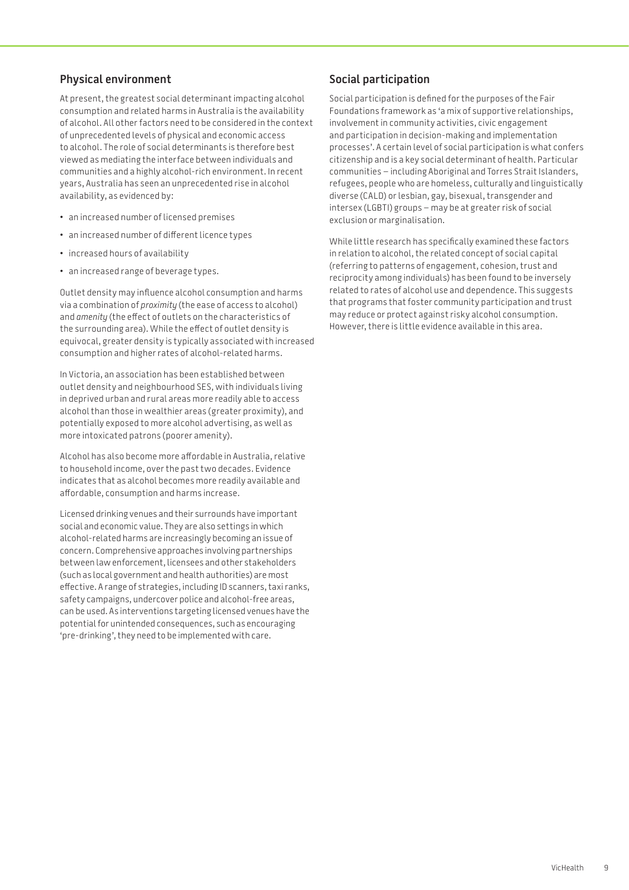## Physical environment

At present, the greatest social determinant impacting alcohol consumption and related harms in Australia is the availability of alcohol. All other factors need to be considered in the context of unprecedented levels of physical and economic access to alcohol. The role of social determinants is therefore best viewed as mediating the interface between individuals and communities and a highly alcohol-rich environment. In recent years, Australia has seen an unprecedented rise in alcohol availability, as evidenced by:

- an increased number of licensed premises
- an increased number of different licence types
- increased hours of availability
- an increased range of beverage types.

Outlet density may influence alcohol consumption and harms via a combination of *proximity* (the ease of access to alcohol) and *amenity* (the effect of outlets on the characteristics of the surrounding area). While the effect of outlet density is equivocal, greater density is typically associated with increased consumption and higher rates of alcohol-related harms.

In Victoria, an association has been established between outlet density and neighbourhood SES, with individuals living in deprived urban and rural areas more readily able to access alcohol than those in wealthier areas (greater proximity), and potentially exposed to more alcohol advertising, as well as more intoxicated patrons (poorer amenity).

Alcohol has also become more affordable in Australia, relative to household income, over the past two decades. Evidence indicates that as alcohol becomes more readily available and affordable, consumption and harms increase.

Licensed drinking venues and their surrounds have important social and economic value. They are also settings in which alcohol-related harms are increasingly becoming an issue of concern. Comprehensive approaches involving partnerships between law enforcement, licensees and other stakeholders (such as local government and health authorities) are most effective. A range of strategies, including ID scanners, taxi ranks, safety campaigns, undercover police and alcohol-free areas, can be used. As interventions targeting licensed venues have the potential for unintended consequences, such as encouraging 'pre-drinking', they need to be implemented with care.

## Social participation

Social participation is defined for the purposes of the Fair Foundations framework as 'a mix of supportive relationships, involvement in community activities, civic engagement and participation in decision-making and implementation processes'. A certain level of social participation is what confers citizenship and is a key social determinant of health. Particular communities – including Aboriginal and Torres Strait Islanders, refugees, people who are homeless, culturally and linguistically diverse (CALD) or lesbian, gay, bisexual, transgender and intersex (LGBTI) groups – may be at greater risk of social exclusion or marginalisation.

While little research has specifically examined these factors in relation to alcohol, the related concept of social capital (referring to patterns of engagement, cohesion, trust and reciprocity among individuals) has been found to be inversely related to rates of alcohol use and dependence. This suggests that programs that foster community participation and trust may reduce or protect against risky alcohol consumption. However, there is little evidence available in this area.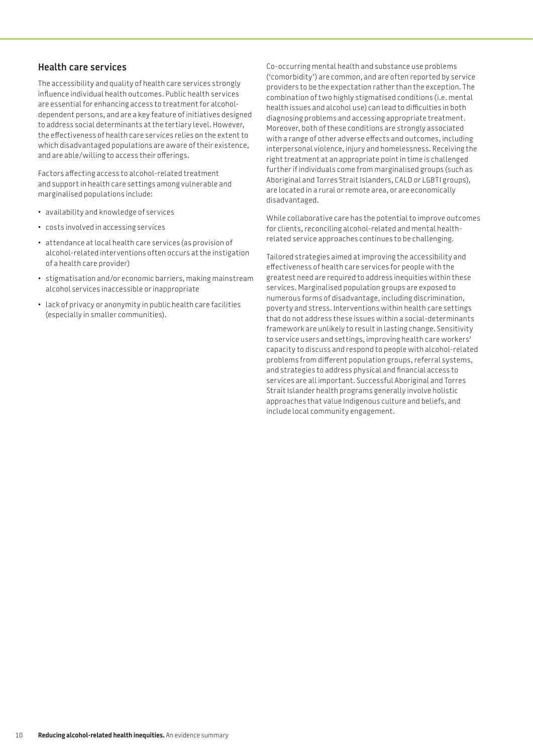## Health care services

The accessibility and quality of health care services strongly influence individual health outcomes. Public health services are essential for enhancing access to treatment for alcohol-dependent persons, and are a key feature of initiatives designed to address social determinants at the tertiary level. However, the effectiveness of health care services relies on the extent to which disadvantaged populations are aware of their existence, and are able/willing to access their offerings.

Factors affecting access to alcohol-related treatment and support in health care settings among vulnerable and marginalised populations include:

- availability and knowledge of services
- costs involved in accessing services
- attendance at local health care services (as provision of alcohol-related interventions often occurs at the instigation of a health care provider)
- stigmatisation and/or economic barriers, making mainstream alcohol services inaccessible or inappropriate
- lack of privacy or anonymity in public health care facilities (especially in smaller communities).

Co-occurring mental health and substance use problems ('comorbidity') are common, and are often reported by service providers to be the expectation rather than the exception. The combination of two highly stigmatised conditions (i.e. mental health issues and alcohol use) can lead to difficulties in both diagnosing problems and accessing appropriate treatment. Moreover, both of these conditions are strongly associated with a range of other adverse effects and outcomes, including interpersonal violence, injury and homelessness. Receiving the right treatment at an appropriate point in time is challenged further if individuals come from marginalised groups (such as Aboriginal and Torres Strait Islanders, CALD or LGBTI groups), are located in a rural or remote area, or are economically disadvantaged.

While collaborative care has the potential to improve outcomes for clients, reconciling alcohol-related and mental health-related service approaches continues to be challenging.

Tailored strategies aimed at improving the accessibility and effectiveness of health care services for people with the greatest need are required to address inequities within these services. Marginalised population groups are exposed to numerous forms of disadvantage, including discrimination, poverty and stress. Interventions within health care settings that do not address these issues within a social-determinants framework are unlikely to result in lasting change. Sensitivity to service users and settings, improving health care workers' capacity to discuss and respond to people with alcohol-related problems from different population groups, referral systems, and strategies to address physical and financial access to services are all important. Successful Aboriginal and Torres Strait Islander health programs generally involve holistic approaches that value Indigenous culture and beliefs, and include local community engagement.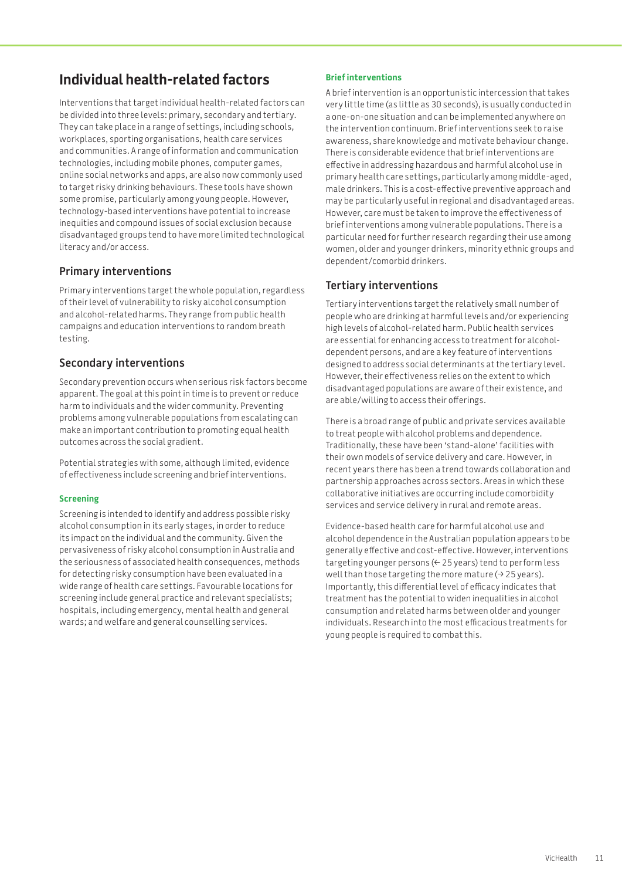# Individual health-related factors

Interventions that target individual health-related factors can be divided into three levels: primary, secondary and tertiary. They can take place in a range of settings, including schools, workplaces, sporting organisations, health care services and communities. A range of information and communication technologies, including mobile phones, computer games, online social networks and apps, are also now commonly used to target risky drinking behaviours. These tools have shown some promise, particularly among young people. However, technology-based interventions have potential to increase inequities and compound issues of social exclusion because disadvantaged groups tend to have more limited technological literacy and/or access.

## Primary interventions

Primary interventions target the whole population, regardless of their level of vulnerability to risky alcohol consumption and alcohol-related harms. They range from public health campaigns and education interventions to random breath testing.

## Secondary interventions

Secondary prevention occurs when serious risk factors become apparent. The goal at this point in time is to prevent or reduce harm to individuals and the wider community. Preventing problems among vulnerable populations from escalating can make an important contribution to promoting equal health outcomes across the social gradient.

Potential strategies with some, although limited, evidence of effectiveness include screening and brief interventions.

### Screening

Screening is intended to identify and address possible risky alcohol consumption in its early stages, in order to reduce its impact on the individual and the community. Given the pervasiveness of risky alcohol consumption in Australia and the seriousness of associated health consequences, methods for detecting risky consumption have been evaluated in a wide range of health care settings. Favourable locations for screening include general practice and relevant specialists; hospitals, including emergency, mental health and general wards; and welfare and general counselling services.

### Brief interventions

A brief intervention is an opportunistic intercession that takes very little time (as little as 30 seconds), is usually conducted in a one-on-one situation and can be implemented anywhere on the intervention continuum. Brief interventions seek to raise awareness, share knowledge and motivate behaviour change. There is considerable evidence that brief interventions are effective in addressing hazardous and harmful alcohol use in primary health care settings, particularly among middle-aged, male drinkers. This is a cost-effective preventive approach and may be particularly useful in regional and disadvantaged areas. However, care must be taken to improve the effectiveness of brief interventions among vulnerable populations. There is a particular need for further research regarding their use among women, older and younger drinkers, minority ethnic groups and dependent/comorbid drinkers.

## Tertiary interventions

Tertiary interventions target the relatively small number of people who are drinking at harmful levels and/or experiencing high levels of alcohol-related harm. Public health services are essential for enhancing access to treatment for alcohol-dependent persons, and are a key feature of interventions designed to address social determinants at the tertiary level. However, their effectiveness relies on the extent to which disadvantaged populations are aware of their existence, and are able/willing to access their offerings.

There is a broad range of public and private services available to treat people with alcohol problems and dependence. Traditionally, these have been 'stand-alone' facilities with their own models of service delivery and care. However, in recent years there has been a trend towards collaboration and partnership approaches across sectors. Areas in which these collaborative initiatives are occurring include comorbidity services and service delivery in rural and remote areas.

Evidence-based health care for harmful alcohol use and alcohol dependence in the Australian population appears to be generally effective and cost-effective. However, interventions targeting younger persons (← 25 years) tend to perform less well than those targeting the more mature (→ 25 years). Importantly, this differential level of efficacy indicates that treatment has the potential to widen inequalities in alcohol consumption and related harms between older and younger individuals. Research into the most efficacious treatments for young people is required to combat this.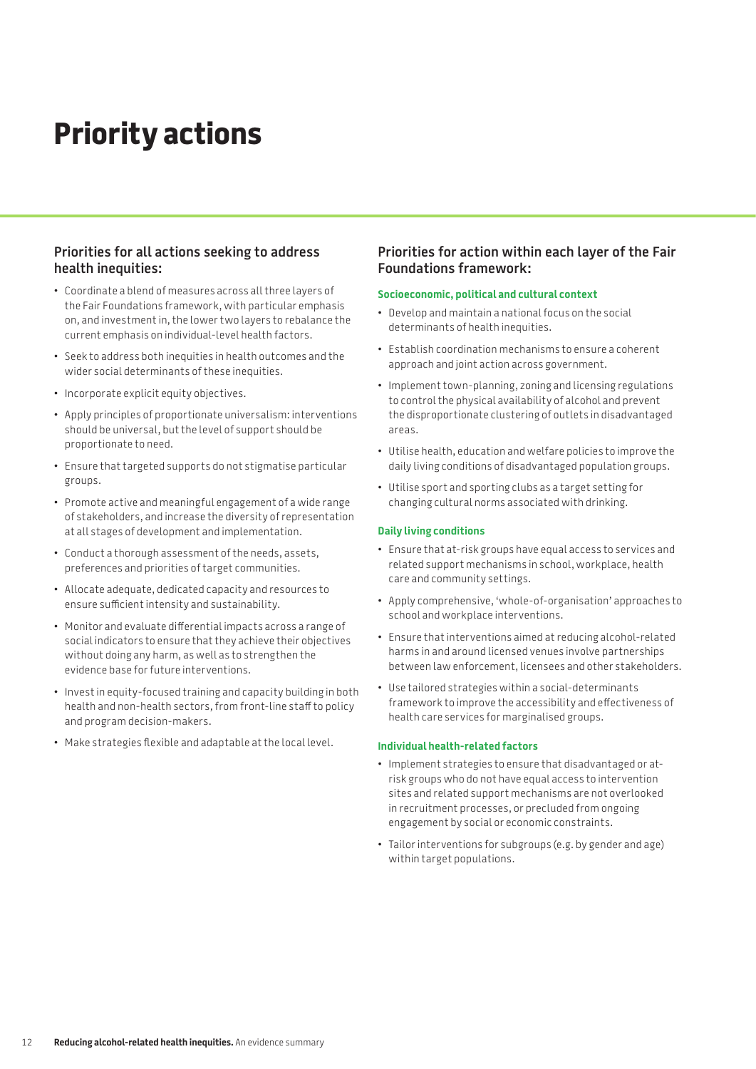# Priority actions

## Priorities for all actions seeking to address health inequities:

- Coordinate a blend of measures across all three layers of the Fair Foundations framework, with particular emphasis on, and investment in, the lower two layers to rebalance the current emphasis on individual-level health factors.
- Seek to address both inequities in health outcomes and the wider social determinants of these inequities.
- Incorporate explicit equity objectives.
- Apply principles of proportionate universalism: interventions should be universal, but the level of support should be proportionate to need.
- Ensure that targeted supports do not stigmatise particular groups.
- Promote active and meaningful engagement of a wide range of stakeholders, and increase the diversity of representation at all stages of development and implementation.
- Conduct a thorough assessment of the needs, assets, preferences and priorities of target communities.
- Allocate adequate, dedicated capacity and resources to ensure sufficient intensity and sustainability.
- Monitor and evaluate differential impacts across a range of social indicators to ensure that they achieve their objectives without doing any harm, as well as to strengthen the evidence base for future interventions.
- Invest in equity-focused training and capacity building in both health and non-health sectors, from front-line staff to policy and program decision-makers.
- Make strategies flexible and adaptable at the local level.

## Priorities for action within each layer of the Fair Foundations framework:

### Socioeconomic, political and cultural context

- Develop and maintain a national focus on the social determinants of health inequities.
- Establish coordination mechanisms to ensure a coherent approach and joint action across government.
- Implement town-planning, zoning and licensing regulations to control the physical availability of alcohol and prevent the disproportionate clustering of outlets in disadvantaged areas.
- Utilise health, education and welfare policies to improve the daily living conditions of disadvantaged population groups.
- Utilise sport and sporting clubs as a target setting for changing cultural norms associated with drinking.

### Daily living conditions

- Ensure that at-risk groups have equal access to services and related support mechanisms in school, workplace, health care and community settings.
- Apply comprehensive, 'whole-of-organisation' approaches to school and workplace interventions.
- Ensure that interventions aimed at reducing alcohol-related harms in and around licensed venues involve partnerships between law enforcement, licensees and other stakeholders.
- Use tailored strategies within a social-determinants framework to improve the accessibility and effectiveness of health care services for marginalised groups.

### Individual health-related factors

- Implement strategies to ensure that disadvantaged or at-risk groups who do not have equal access to intervention sites and related support mechanisms are not overlooked in recruitment processes, or precluded from ongoing engagement by social or economic constraints.
- Tailor interventions for subgroups (e.g. by gender and age) within target populations.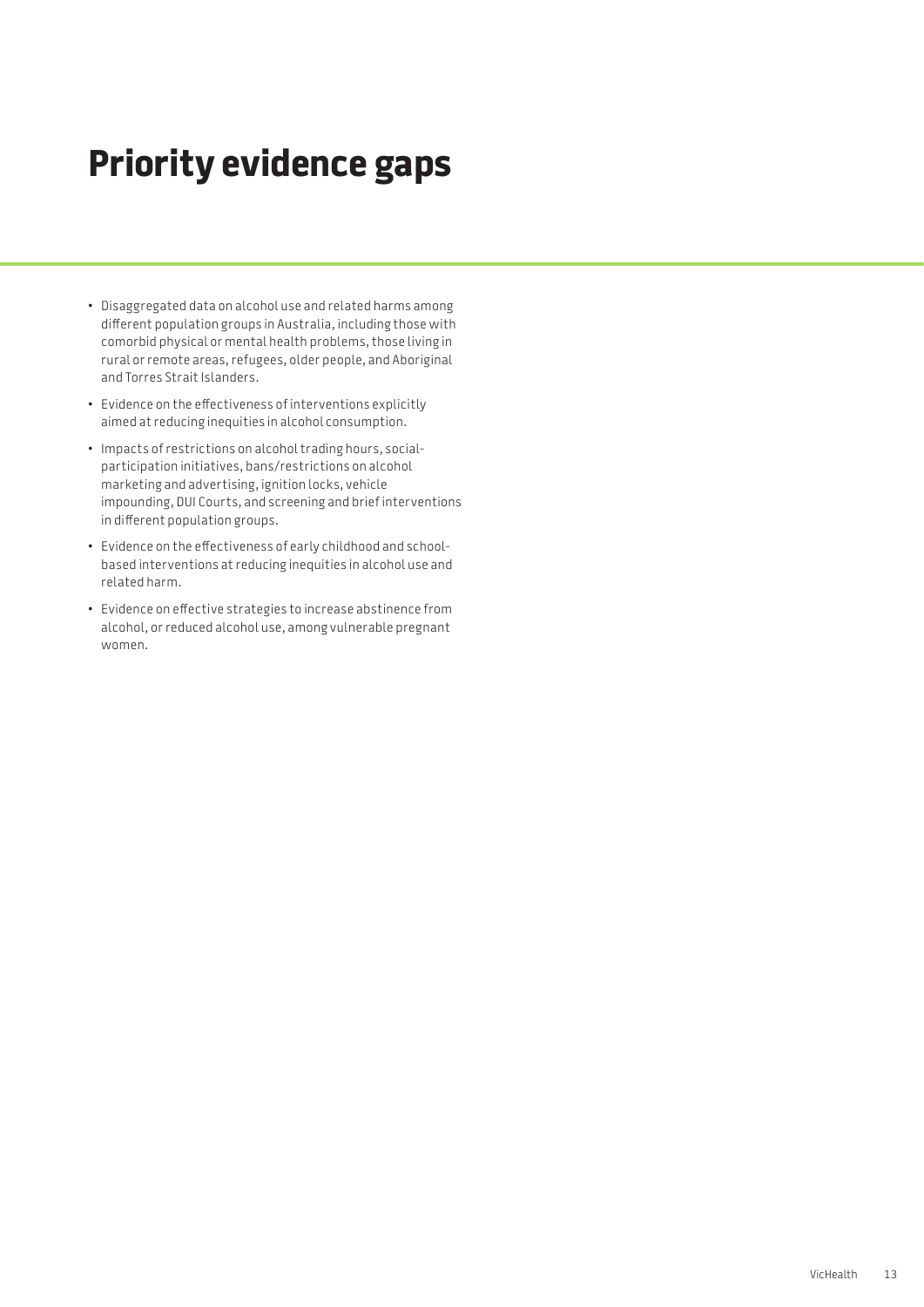# Priority evidence gaps

- Disaggregated data on alcohol use and related harms among different population groups in Australia, including those with comorbid physical or mental health problems, those living in rural or remote areas, refugees, older people, and Aboriginal and Torres Strait Islanders.
- Evidence on the effectiveness of interventions explicitly aimed at reducing inequities in alcohol consumption.
- Impacts of restrictions on alcohol trading hours, social-participation initiatives, bans/restrictions on alcohol marketing and advertising, ignition locks, vehicle impounding, DUI Courts, and screening and brief interventions in different population groups.
- Evidence on the effectiveness of early childhood and school-based interventions at reducing inequities in alcohol use and related harm.
- Evidence on effective strategies to increase abstinence from alcohol, or reduced alcohol use, among vulnerable pregnant women.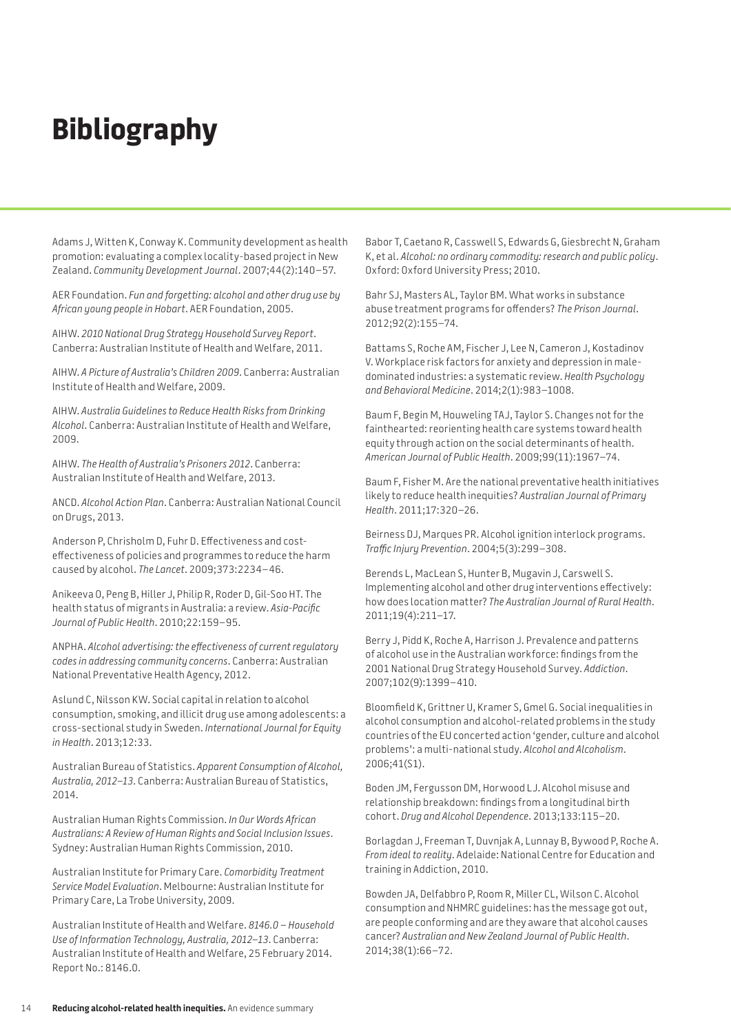# Bibliography

Adams J, Witten K, Conway K. Community development as health promotion: evaluating a complex locality-based project in New Zealand. *Community Development Journal*. 2007;44(2):140–57.

AER Foundation. *Fun and forgetting: alcohol and other drug use by African young people in Hobart*. AER Foundation, 2005.

AIHW. *2010 National Drug Strategy Household Survey Report*. Canberra: Australian Institute of Health and Welfare, 2011.

AIHW. *A Picture of Australia's Children 2009*. Canberra: Australian Institute of Health and Welfare, 2009.

AIHW. *Australia Guidelines to Reduce Health Risks from Drinking Alcohol*. Canberra: Australian Institute of Health and Welfare, 2009.

AIHW. *The Health of Australia's Prisoners 2012*. Canberra: Australian Institute of Health and Welfare, 2013.

ANCD. *Alcohol Action Plan*. Canberra: Australian National Council on Drugs, 2013.

Anderson P, Chrisholm D, Fuhr D. Effectiveness and cost-effectiveness of policies and programmes to reduce the harm caused by alcohol. *The Lancet*. 2009;373:2234–46.

Anikeeva O, Peng B, Hiller J, Philip R, Roder D, Gil-Soo HT. The health status of migrants in Australia: a review. *Asia-Pacific Journal of Public Health*. 2010;22:159–95.

ANPHA. *Alcohol advertising: the effectiveness of current regulatory codes in addressing community concerns*. Canberra: Australian National Preventative Health Agency, 2012.

Aslund C, Nilsson KW. Social capital in relation to alcohol consumption, smoking, and illicit drug use among adolescents: a cross-sectional study in Sweden. *International Journal for Equity in Health*. 2013;12:33.

Australian Bureau of Statistics. *Apparent Consumption of Alcohol, Australia, 2012–13*. Canberra: Australian Bureau of Statistics, 2014.

Australian Human Rights Commission. *In Our Words African Australians: A Review of Human Rights and Social Inclusion Issues*. Sydney: Australian Human Rights Commission, 2010.

Australian Institute for Primary Care. *Comorbidity Treatment Service Model Evaluation*. Melbourne: Australian Institute for Primary Care, La Trobe University, 2009.

Australian Institute of Health and Welfare. *8146.0 – Household Use of Information Technology, Australia, 2012–13*. Canberra: Australian Institute of Health and Welfare, 25 February 2014. Report No.: 8146.0.

Babor T, Caetano R, Casswell S, Edwards G, Giesbrecht N, Graham K, et al. *Alcohol: no ordinary commodity: research and public policy*. Oxford: Oxford University Press; 2010.

Bahr SJ, Masters AL, Taylor BM. What works in substance abuse treatment programs for offenders? *The Prison Journal*. 2012;92(2):155–74.

Battams S, Roche AM, Fischer J, Lee N, Cameron J, Kostadinov V. Workplace risk factors for anxiety and depression in male-dominated industries: a systematic review. *Health Psychology and Behavioral Medicine*. 2014;2(1):983–1008.

Baum F, Begin M, Houweling TAJ, Taylor S. Changes not for the fainthearted: reorienting health care systems toward health equity through action on the social determinants of health. *American Journal of Public Health*. 2009;99(11):1967–74.

Baum F, Fisher M. Are the national preventative health initiatives likely to reduce health inequities? *Australian Journal of Primary Health*. 2011;17:320–26.

Beirness DJ, Marques PR. Alcohol ignition interlock programs. *Traffic Injury Prevention*. 2004;5(3):299–308.

Berends L, MacLean S, Hunter B, Mugavin J, Carswell S. Implementing alcohol and other drug interventions effectively: how does location matter? *The Australian Journal of Rural Health*. 2011;19(4):211–17.

Berry J, Pidd K, Roche A, Harrison J. Prevalence and patterns of alcohol use in the Australian workforce: findings from the 2001 National Drug Strategy Household Survey. *Addiction*. 2007;102(9):1399–410.

Bloomfield K, Grittner U, Kramer S, Gmel G. Social inequalities in alcohol consumption and alcohol-related problems in the study countries of the EU concerted action 'gender, culture and alcohol problems': a multi-national study. *Alcohol and Alcoholism*. 2006;41(S1).

Boden JM, Fergusson DM, Horwood LJ. Alcohol misuse and relationship breakdown: findings from a longitudinal birth cohort. *Drug and Alcohol Dependence*. 2013;133:115–20.

Borlagdan J, Freeman T, Duvnjak A, Lunnay B, Bywood P, Roche A. *From ideal to reality*. Adelaide: National Centre for Education and training in Addiction, 2010.

Bowden JA, Delfabbro P, Room R, Miller CL, Wilson C. Alcohol consumption and NHMRC guidelines: has the message got out, are people conforming and are they aware that alcohol causes cancer? *Australian and New Zealand Journal of Public Health*. 2014;38(1):66–72.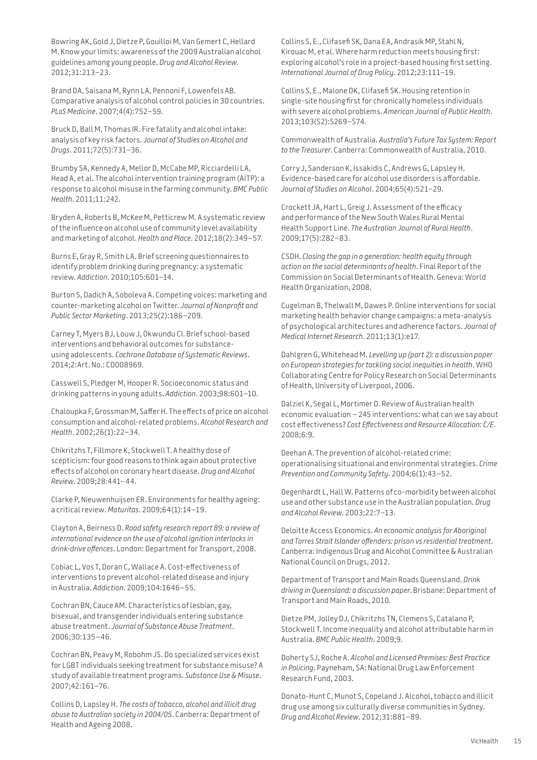Bowring AK, Gold J, Dietze P, Gouilloi M, Van Gemert C, Hellard M. Know your limits: awareness of the 2009 Australian alcohol guidelines among young people. *Drug and Alcohol Review*. 2012;31:213–23.

Brand DA, Saisana M, Rynn LA, Pennoni F, Lowenfels AB. Comparative analysis of alcohol control policies in 30 countries. *PLoS Medicine*. 2007;4(4):752–59.

Bruck D, Ball M, Thomas IR. Fire fatality and alcohol intake: analysis of key risk factors. *Journal of Studies on Alcohol and Drugs*. 2011;72(5):731–36.

Brumby SA, Kennedy A, Mellor D, McCabe MP, Ricciardelli LA, Head A, et al. The alcohol intervention training program (AITP): a response to alcohol misuse in the farming community. *BMC Public Health*. 2011;11:242.

Bryden A, Roberts B, McKee M, Petticrew M. A systematic review of the influence on alcohol use of community level availability and marketing of alcohol. *Health and Place*. 2012;18(2):349–57.

Burns E, Gray R, Smith LA. Brief screening questionnaires to identify problem drinking during pregnancy: a systematic review. *Addiction*. 2010;105:601–14.

Burton S, Dadich A, Soboleva A. Competing voices: marketing and counter-marketing alcohol on Twitter. *Journal of Nonprofit and Public Sector Marketing*. 2013;25(2):186–209.

Carney T, Myers BJ, Louw J, Okwundu CI. Brief school-based interventions and behavioral outcomes for substance-using adolescents. *Cochrane Database of Systematic Reviews*. 2014;2:Art. No.: CD008969.

Casswell S, Pledger M, Hooper R. Socioeconomic status and drinking patterns in young adults. *Addiction*. 2003;98:601–10.

Chaloupka F, Grossman M, Saffer H. The effects of price on alcohol consumption and alcohol-related problems. *Alcohol Research and Health*. 2002;26(1):22–34.

Chikritzhs T, Fillmore K, Stockwell T. A healthy dose of scepticism: four good reasons to think again about protective effects of alcohol on coronary heart disease. *Drug and Alcohol Review*. 2009;28:441–44.

Clarke P, Nieuwenhuijsen ER. Environments for healthy ageing: a critical review. *Maturitas*. 2009;64(1):14–19.

Clayton A, Beirness D. *Road safety research report 89: a review of international evidence on the use of alcohol ignition interlocks in drink-drive offences*. London: Department for Transport, 2008.

Cobiac L, Vos T, Doran C, Wallace A. Cost-effectiveness of interventions to prevent alcohol-related disease and injury in Australia. *Addiction*. 2009;104:1646–55.

Cochran BN, Cauce AM. Characteristics of lesbian, gay, bisexual, and transgender individuals entering substance abuse treatment. *Journal of Substance Abuse Treatment*. 2006;30:135–46.

Cochran BN, Peavy M, Robohm JS. Do specialized services exist for LGBT individuals seeking treatment for substance misuse? A study of available treatment programs. *Substance Use & Misuse*. 2007;42:161–76.

Collins D, Lapsley H. *The costs of tobacco, alcohol and illicit drug abuse to Australian society in 2004/05*. Canberra: Department of Health and Ageing 2008.

Collins S, E., Clifasefi SK, Dana EA, Andrasik MP, Stahl N, Kirouac M, et al. Where harm reduction meets housing first: exploring alcohol's role in a project-based housing first setting. *International Journal of Drug Policy*. 2012;23:111–19.

Collins S, E., Malone DK, Clifasefi SK. Housing retention in single-site housing first for chronically homeless individuals with severe alcohol problems. *American Journal of Public Health*. 2013;103(S2):S269–S74.

Commonwealth of Australia. *Australia's Future Tax System: Report to the Treasurer*. Canberra: Commonwealth of Australia, 2010.

Corry J, Sanderson K, Issakidis C, Andrews G, Lapsley H. Evidence-based care for alcohol use disorders is affordable. *Journal of Studies on Alcohol*. 2004;65(4):521–29.

Crockett JA, Hart L, Greig J. Assessment of the efficacy and performance of the New South Wales Rural Mental Health Support Line. *The Australian Journal of Rural Health*. 2009;17(5):282–83.

CSDH. *Closing the gap in a generation: health equity through action on the social determinants of health*. Final Report of the Commission on Social Determinants of Health. Geneva: World Health Organization, 2008.

Cugelman B, Thelwall M, Dawes P. Online interventions for social marketing health behavior change campaigns: a meta-analysis of psychological architectures and adherence factors. *Journal of Medical Internet Research*. 2011;13(1):e17.

Dahlgren G, Whitehead M. *Levelling up (part 2): a discussion paper on European strategies for tackling social inequities in health*. WHO Collaborating Centre for Policy Research on Social Determinants of Health, University of Liverpool, 2006.

Dalziel K, Segal L, Mortimer D. Review of Australian health economic evaluation – 245 interventions: what can we say about cost effectiveness? *Cost Effectiveness and Resource Allocation: C/E*. 2008;6:9.

Deehan A. The prevention of alcohol-related crime: operationalising situational and environmental strategies. *Crime Prevention and Community Safety*. 2004;6(1):43–52.

Degenhardt L, Hall W. Patterns of co-morbidity between alcohol use and other substance use in the Australian population. *Drug and Alcohol Review*. 2003;22:7–13.

Deloitte Access Economics. *An economic analysis for Aboriginal and Torres Strait Islander offenders: prison vs residential treatment*. Canberra: Indigenous Drug and Alcohol Committee & Australian National Council on Drugs, 2012.

Department of Transport and Main Roads Queensland. *Drink driving in Queensland: a discussion paper*. Brisbane: Department of Transport and Main Roads, 2010.

Dietze PM, Jolley DJ, Chikritzhs TN, Clemens S, Catalano P, Stockwell T. Income inequality and alcohol attributable harm in Australia. *BMC Public Health*. 2009;9.

Doherty SJ, Roche A. *Alcohol and Licensed Premises: Best Practice in Policing*. Payneham, SA: National Drug Law Enforcement Research Fund, 2003.

Donato-Hunt C, Munot S, Copeland J. Alcohol, tobacco and illicit drug use among six culturally diverse communities in Sydney. *Drug and Alcohol Review*. 2012;31:881–89.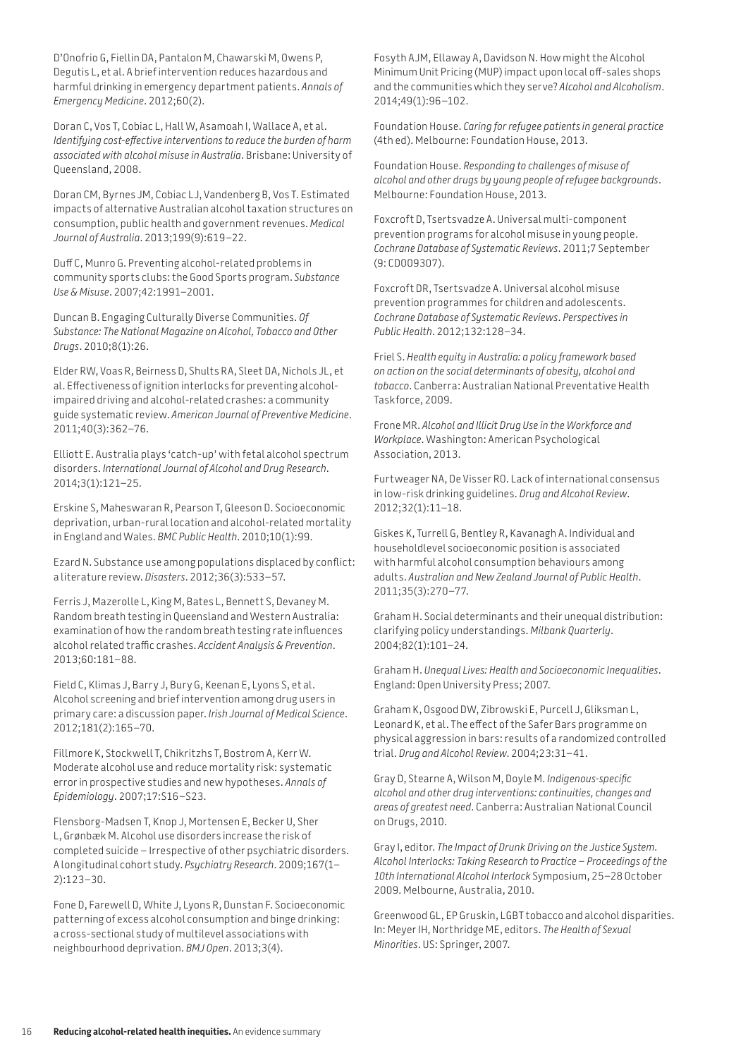D'Onofrio G, Fiellin DA, Pantalon M, Chawarski M, Owens P, Degutis L, et al. A brief intervention reduces hazardous and harmful drinking in emergency department patients. *Annals of Emergency Medicine*. 2012;60(2).

Doran C, Vos T, Cobiac L, Hall W, Asamoah I, Wallace A, et al. *Identifying cost-effective interventions to reduce the burden of harm associated with alcohol misuse in Australia*. Brisbane: University of Queensland, 2008.

Doran CM, Byrnes JM, Cobiac LJ, Vandenberg B, Vos T. Estimated impacts of alternative Australian alcohol taxation structures on consumption, public health and government revenues. *Medical Journal of Australia*. 2013;199(9):619–22.

Duff C, Munro G. Preventing alcohol-related problems in community sports clubs: the Good Sports program. *Substance Use & Misuse*. 2007;42:1991–2001.

Duncan B. Engaging Culturally Diverse Communities. *Of Substance: The National Magazine on Alcohol, Tobacco and Other Drugs*. 2010;8(1):26.

Elder RW, Voas R, Beirness D, Shults RA, Sleet DA, Nichols JL, et al. Effectiveness of ignition interlocks for preventing alcohol-impaired driving and alcohol-related crashes: a community guide systematic review. *American Journal of Preventive Medicine*. 2011;40(3):362–76.

Elliott E. Australia plays 'catch-up' with fetal alcohol spectrum disorders. *International Journal of Alcohol and Drug Research*. 2014;3(1):121–25.

Erskine S, Maheswaran R, Pearson T, Gleeson D. Socioeconomic deprivation, urban-rural location and alcohol-related mortality in England and Wales. *BMC Public Health*. 2010;10(1):99.

Ezard N. Substance use among populations displaced by conflict: a literature review. *Disasters*. 2012;36(3):533–57.

Ferris J, Mazerolle L, King M, Bates L, Bennett S, Devaney M. Random breath testing in Queensland and Western Australia: examination of how the random breath testing rate influences alcohol related traffic crashes. *Accident Analysis & Prevention*. 2013;60:181–88.

Field C, Klimas J, Barry J, Bury G, Keenan E, Lyons S, et al. Alcohol screening and brief intervention among drug users in primary care: a discussion paper. *Irish Journal of Medical Science*. 2012;181(2):165–70.

Fillmore K, Stockwell T, Chikritzhs T, Bostrom A, Kerr W. Moderate alcohol use and reduce mortality risk: systematic error in prospective studies and new hypotheses. *Annals of Epidemiology*. 2007;17:S16–S23.

Flensborg-Madsen T, Knop J, Mortensen E, Becker U, Sher L, Grønbæk M. Alcohol use disorders increase the risk of completed suicide – Irrespective of other psychiatric disorders. A longitudinal cohort study. *Psychiatry Research*. 2009;167(1–2):123–30.

Fone D, Farewell D, White J, Lyons R, Dunstan F. Socioeconomic patterning of excess alcohol consumption and binge drinking: a cross-sectional study of multilevel associations with neighbourhood deprivation. *BMJ Open*. 2013;3(4).

Fosyth AJM, Ellaway A, Davidson N. How might the Alcohol Minimum Unit Pricing (MUP) impact upon local off-sales shops and the communities which they serve? *Alcohol and Alcoholism*. 2014;49(1):96–102.

Foundation House. *Caring for refugee patients in general practice* (4th ed). Melbourne: Foundation House, 2013.

Foundation House. *Responding to challenges of misuse of alcohol and other drugs by young people of refugee backgrounds*. Melbourne: Foundation House, 2013.

Foxcroft D, Tsertsvadze A. Universal multi-component prevention programs for alcohol misuse in young people. *Cochrane Database of Systematic Reviews*. 2011;7 September (9: CD009307).

Foxcroft DR, Tsertsvadze A. Universal alcohol misuse prevention programmes for children and adolescents. *Cochrane Database of Systematic Reviews*. *Perspectives in Public Health*. 2012;132:128–34.

Friel S. *Health equity in Australia: a policy framework based on action on the social determinants of obesity, alcohol and tobacco*. Canberra: Australian National Preventative Health Taskforce, 2009.

Frone MR. *Alcohol and Illicit Drug Use in the Workforce and Workplace*. Washington: American Psychological Association, 2013.

Furtweager NA, De Visser RO. Lack of international consensus in low-risk drinking guidelines. *Drug and Alcohol Review*. 2012;32(1):11–18.

Giskes K, Turrell G, Bentley R, Kavanagh A. Individual and householdlevel socioeconomic position is associated with harmful alcohol consumption behaviours among adults. *Australian and New Zealand Journal of Public Health*. 2011;35(3):270–77.

Graham H. Social determinants and their unequal distribution: clarifying policy understandings. *Milbank Quarterly*. 2004;82(1):101–24.

Graham H. *Unequal Lives: Health and Socioeconomic Inequalities*. England: Open University Press; 2007.

Graham K, Osgood DW, Zibrowski E, Purcell J, Gliksman L, Leonard K, et al. The effect of the Safer Bars programme on physical aggression in bars: results of a randomized controlled trial. *Drug and Alcohol Review*. 2004;23:31–41.

Gray D, Stearne A, Wilson M, Doyle M. *Indigenous-specific alcohol and other drug interventions: continuities, changes and areas of greatest need*. Canberra: Australian National Council on Drugs, 2010.

Gray I, editor. *The Impact of Drunk Driving on the Justice System. Alcohol Interlocks: Taking Research to Practice – Proceedings of the 10th International Alcohol Interlock* Symposium, 25–28 October 2009. Melbourne, Australia, 2010.

Greenwood GL, EP Gruskin, LGBT tobacco and alcohol disparities. In: Meyer IH, Northridge ME, editors. *The Health of Sexual Minorities*. US: Springer, 2007.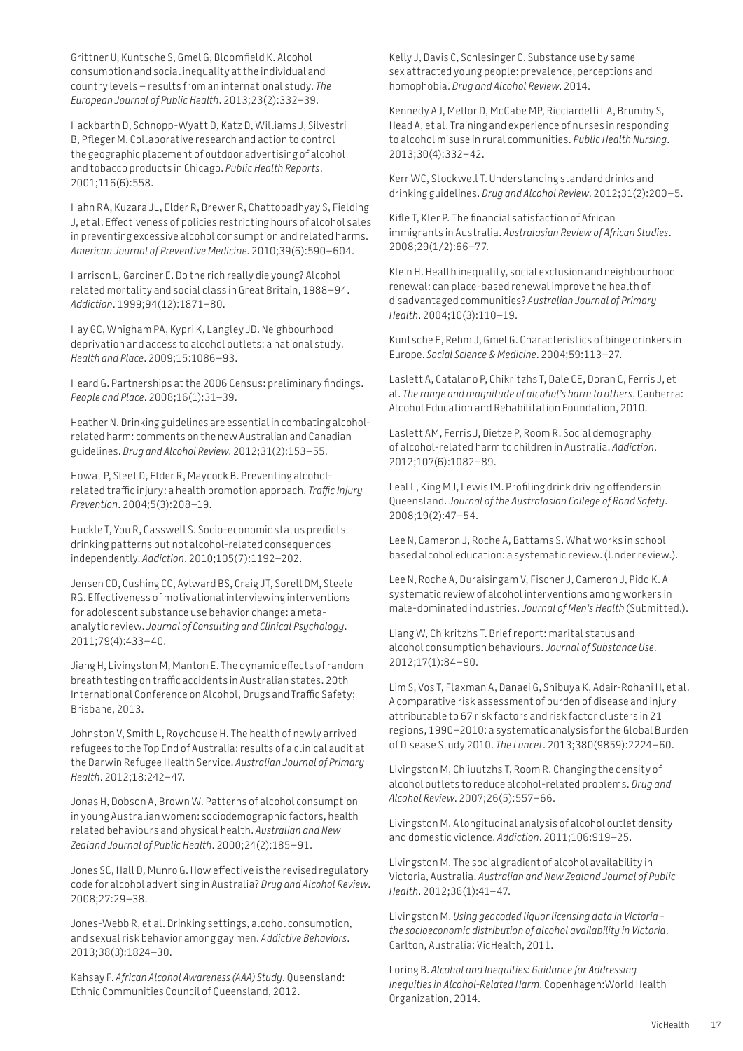Grittner U, Kuntsche S, Gmel G, Bloomfield K. Alcohol consumption and social inequality at the individual and country levels – results from an international study. *The European Journal of Public Health*. 2013;23(2):332–39.

Hackbarth D, Schnopp-Wyatt D, Katz D, Williams J, Silvestri B, Pfleger M. Collaborative research and action to control the geographic placement of outdoor advertising of alcohol and tobacco products in Chicago. *Public Health Reports*. 2001;116(6):558.

Hahn RA, Kuzara JL, Elder R, Brewer R, Chattopadhyay S, Fielding J, et al. Effectiveness of policies restricting hours of alcohol sales in preventing excessive alcohol consumption and related harms. *American Journal of Preventive Medicine*. 2010;39(6):590–604.

Harrison L, Gardiner E. Do the rich really die young? Alcohol related mortality and social class in Great Britain, 1988–94. *Addiction*. 1999;94(12):1871–80.

Hay GC, Whigham PA, Kypri K, Langley JD. Neighbourhood deprivation and access to alcohol outlets: a national study. *Health and Place*. 2009;15:1086–93.

Heard G. Partnerships at the 2006 Census: preliminary findings. *People and Place*. 2008;16(1):31–39.

Heather N. Drinking guidelines are essential in combating alcohol-related harm: comments on the new Australian and Canadian guidelines. *Drug and Alcohol Review*. 2012;31(2):153–55.

Howat P, Sleet D, Elder R, Maycock B. Preventing alcohol-related traffic injury: a health promotion approach. *Traffic Injury Prevention*. 2004;5(3):208–19.

Huckle T, You R, Casswell S. Socio-economic status predicts drinking patterns but not alcohol-related consequences independently. *Addiction*. 2010;105(7):1192–202.

Jensen CD, Cushing CC, Aylward BS, Craig JT, Sorell DM, Steele RG. Effectiveness of motivational interviewing interventions for adolescent substance use behavior change: a meta-analytic review. *Journal of Consulting and Clinical Psychology*. 2011;79(4):433–40.

Jiang H, Livingston M, Manton E. The dynamic effects of random breath testing on traffic accidents in Australian states. 20th International Conference on Alcohol, Drugs and Traffic Safety; Brisbane, 2013.

Johnston V, Smith L, Roydhouse H. The health of newly arrived refugees to the Top End of Australia: results of a clinical audit at the Darwin Refugee Health Service. *Australian Journal of Primary Health*. 2012;18:242–47.

Jonas H, Dobson A, Brown W. Patterns of alcohol consumption in young Australian women: sociodemographic factors, health related behaviours and physical health. *Australian and New Zealand Journal of Public Health*. 2000;24(2):185–91.

Jones SC, Hall D, Munro G. How effective is the revised regulatory code for alcohol advertising in Australia? *Drug and Alcohol Review*. 2008;27:29–38.

Jones-Webb R, et al. Drinking settings, alcohol consumption, and sexual risk behavior among gay men. *Addictive Behaviors*. 2013;38(3):1824–30.

Kahsay F. *African Alcohol Awareness (AAA) Study*. Queensland: Ethnic Communities Council of Queensland, 2012.

Kelly J, Davis C, Schlesinger C. Substance use by same sex attracted young people: prevalence, perceptions and homophobia. *Drug and Alcohol Review*. 2014.

Kennedy AJ, Mellor D, McCabe MP, Ricciardelli LA, Brumby S, Head A, et al. Training and experience of nurses in responding to alcohol misuse in rural communities. *Public Health Nursing*. 2013;30(4):332–42.

Kerr WC, Stockwell T. Understanding standard drinks and drinking guidelines. *Drug and Alcohol Review*. 2012;31(2):200–5.

Kifle T, Kler P. The financial satisfaction of African immigrants in Australia. *Australasian Review of African Studies*. 2008;29(1/2):66–77.

Klein H. Health inequality, social exclusion and neighbourhood renewal: can place-based renewal improve the health of disadvantaged communities? *Australian Journal of Primary Health*. 2004;10(3):110–19.

Kuntsche E, Rehm J, Gmel G. Characteristics of binge drinkers in Europe. *Social Science & Medicine*. 2004;59:113–27.

Laslett A, Catalano P, Chikritzhs T, Dale CE, Doran C, Ferris J, et al. *The range and magnitude of alcohol's harm to others*. Canberra: Alcohol Education and Rehabilitation Foundation, 2010.

Laslett AM, Ferris J, Dietze P, Room R. Social demography of alcohol-related harm to children in Australia. *Addiction*. 2012;107(6):1082–89.

Leal L, King MJ, Lewis IM. Profiling drink driving offenders in Queensland. *Journal of the Australasian College of Road Safety*. 2008;19(2):47–54.

Lee N, Cameron J, Roche A, Battams S. What works in school based alcohol education: a systematic review. (Under review.).

Lee N, Roche A, Duraisingam V, Fischer J, Cameron J, Pidd K. A systematic review of alcohol interventions among workers in male-dominated industries. *Journal of Men's Health* (Submitted.).

Liang W, Chikritzhs T. Brief report: marital status and alcohol consumption behaviours. *Journal of Substance Use*. 2012;17(1):84–90.

Lim S, Vos T, Flaxman A, Danaei G, Shibuya K, Adair-Rohani H, et al. A comparative risk assessment of burden of disease and injury attributable to 67 risk factors and risk factor clusters in 21 regions, 1990–2010: a systematic analysis for the Global Burden of Disease Study 2010. *The Lancet*. 2013;380(9859):2224–60.

Livingston M, Chiiuutzhs T, Room R. Changing the density of alcohol outlets to reduce alcohol-related problems. *Drug and Alcohol Review*. 2007;26(5):557–66.

Livingston M. A longitudinal analysis of alcohol outlet density and domestic violence. *Addiction*. 2011;106:919–25.

Livingston M. The social gradient of alcohol availability in Victoria, Australia. *Australian and New Zealand Journal of Public Health*. 2012;36(1):41–47.

Livingston M. *Using geocoded liquor licensing data in Victoria - the socioeconomic distribution of alcohol availability in Victoria*. Carlton, Australia: VicHealth, 2011.

Loring B. *Alcohol and Inequities: Guidance for Addressing Inequities in Alcohol-Related Harm*. Copenhagen:World Health Organization, 2014.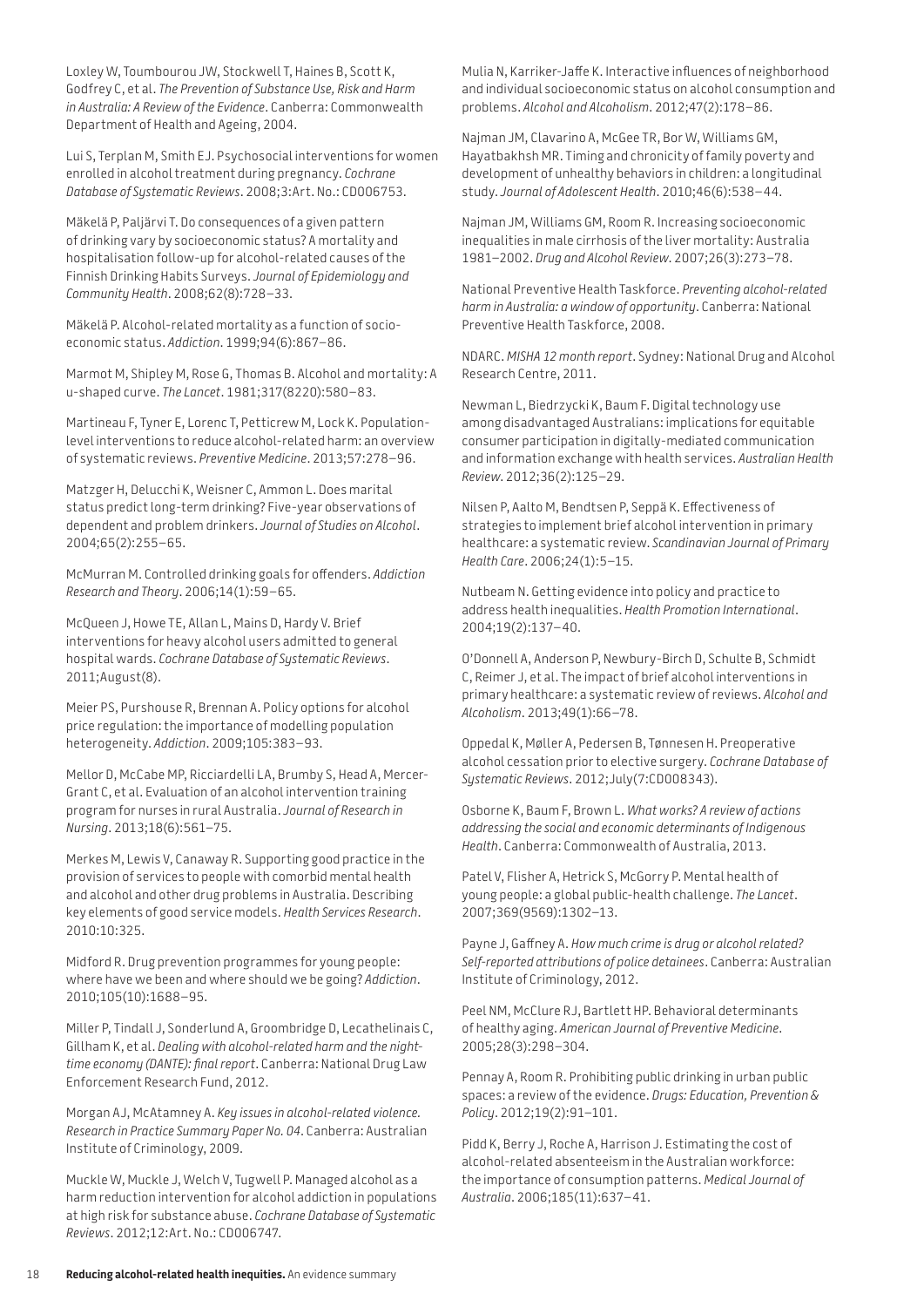Loxley W, Toumbourou JW, Stockwell T, Haines B, Scott K, Godfrey C, et al. *The Prevention of Substance Use, Risk and Harm in Australia: A Review of the Evidence*. Canberra: Commonwealth Department of Health and Ageing, 2004.

Lui S, Terplan M, Smith EJ. Psychosocial interventions for women enrolled in alcohol treatment during pregnancy. *Cochrane Database of Systematic Reviews*. 2008;3:Art. No.: CD006753.

Mäkelä P, Paljärvi T. Do consequences of a given pattern of drinking vary by socioeconomic status? A mortality and hospitalisation follow-up for alcohol-related causes of the Finnish Drinking Habits Surveys. *Journal of Epidemiology and Community Health*. 2008;62(8):728–33.

Mäkelä P. Alcohol-related mortality as a function of socio-economic status. *Addiction*. 1999;94(6):867–86.

Marmot M, Shipley M, Rose G, Thomas B. Alcohol and mortality: A u-shaped curve. *The Lancet*. 1981;317(8220):580–83.

Martineau F, Tyner E, Lorenc T, Petticrew M, Lock K. Population-level interventions to reduce alcohol-related harm: an overview of systematic reviews. *Preventive Medicine*. 2013;57:278–96.

Matzger H, Delucchi K, Weisner C, Ammon L. Does marital status predict long-term drinking? Five-year observations of dependent and problem drinkers. *Journal of Studies on Alcohol*. 2004;65(2):255–65.

McMurran M. Controlled drinking goals for offenders. *Addiction Research and Theory*. 2006;14(1):59–65.

McQueen J, Howe TE, Allan L, Mains D, Hardy V. Brief interventions for heavy alcohol users admitted to general hospital wards. *Cochrane Database of Systematic Reviews*. 2011;August(8).

Meier PS, Purshouse R, Brennan A. Policy options for alcohol price regulation: the importance of modelling population heterogeneity. *Addiction*. 2009;105:383–93.

Mellor D, McCabe MP, Ricciardelli LA, Brumby S, Head A, Mercer-Grant C, et al. Evaluation of an alcohol intervention training program for nurses in rural Australia. *Journal of Research in Nursing*. 2013;18(6):561–75.

Merkes M, Lewis V, Canaway R. Supporting good practice in the provision of services to people with comorbid mental health and alcohol and other drug problems in Australia. Describing key elements of good service models. *Health Services Research*. 2010:10:325.

Midford R. Drug prevention programmes for young people: where have we been and where should we be going? *Addiction*. 2010;105(10):1688–95.

Miller P, Tindall J, Sonderlund A, Groombridge D, Lecathelinais C, Gillham K, et al. *Dealing with alcohol-related harm and the night-time economy (DANTE): final report*. Canberra: National Drug Law Enforcement Research Fund, 2012.

Morgan AJ, McAtamney A. *Key issues in alcohol-related violence. Research in Practice Summary Paper No. 04*. Canberra: Australian Institute of Criminology, 2009.

Muckle W, Muckle J, Welch V, Tugwell P. Managed alcohol as a harm reduction intervention for alcohol addiction in populations at high risk for substance abuse. *Cochrane Database of Systematic Reviews*. 2012;12:Art. No.: CD006747.

Mulia N, Karriker-Jaffe K. Interactive influences of neighborhood and individual socioeconomic status on alcohol consumption and problems. *Alcohol and Alcoholism*. 2012;47(2):178–86.

Najman JM, Clavarino A, McGee TR, Bor W, Williams GM, Hayatbakhsh MR. Timing and chronicity of family poverty and development of unhealthy behaviors in children: a longitudinal study. *Journal of Adolescent Health*. 2010;46(6):538–44.

Najman JM, Williams GM, Room R. Increasing socioeconomic inequalities in male cirrhosis of the liver mortality: Australia 1981–2002. *Drug and Alcohol Review*. 2007;26(3):273–78.

National Preventive Health Taskforce. *Preventing alcohol-related harm in Australia: a window of opportunity*. Canberra: National Preventive Health Taskforce, 2008.

NDARC. *MISHA 12 month report*. Sydney: National Drug and Alcohol Research Centre, 2011.

Newman L, Biedrzycki K, Baum F. Digital technology use among disadvantaged Australians: implications for equitable consumer participation in digitally-mediated communication and information exchange with health services. *Australian Health Review*. 2012;36(2):125–29.

Nilsen P, Aalto M, Bendtsen P, Seppä K. Effectiveness of strategies to implement brief alcohol intervention in primary healthcare: a systematic review. *Scandinavian Journal of Primary Health Care*. 2006;24(1):5–15.

Nutbeam N. Getting evidence into policy and practice to address health inequalities. *Health Promotion International*. 2004;19(2):137–40.

O'Donnell A, Anderson P, Newbury-Birch D, Schulte B, Schmidt C, Reimer J, et al. The impact of brief alcohol interventions in primary healthcare: a systematic review of reviews. *Alcohol and Alcoholism*. 2013;49(1):66–78.

Oppedal K, Møller A, Pedersen B, Tønnesen H. Preoperative alcohol cessation prior to elective surgery. *Cochrane Database of Systematic Reviews*. 2012;July(7:CD008343).

Osborne K, Baum F, Brown L. *What works? A review of actions addressing the social and economic determinants of Indigenous Health*. Canberra: Commonwealth of Australia, 2013.

Patel V, Flisher A, Hetrick S, McGorry P. Mental health of young people: a global public-health challenge. *The Lancet*. 2007;369(9569):1302–13.

Payne J, Gaffney A. *How much crime is drug or alcohol related? Self-reported attributions of police detainees*. Canberra: Australian Institute of Criminology, 2012.

Peel NM, McClure RJ, Bartlett HP. Behavioral determinants of healthy aging. *American Journal of Preventive Medicine*. 2005;28(3):298–304.

Pennay A, Room R. Prohibiting public drinking in urban public spaces: a review of the evidence. *Drugs: Education, Prevention & Policy*. 2012;19(2):91–101.

Pidd K, Berry J, Roche A, Harrison J. Estimating the cost of alcohol-related absenteeism in the Australian workforce: the importance of consumption patterns. *Medical Journal of Australia*. 2006;185(11):637–41.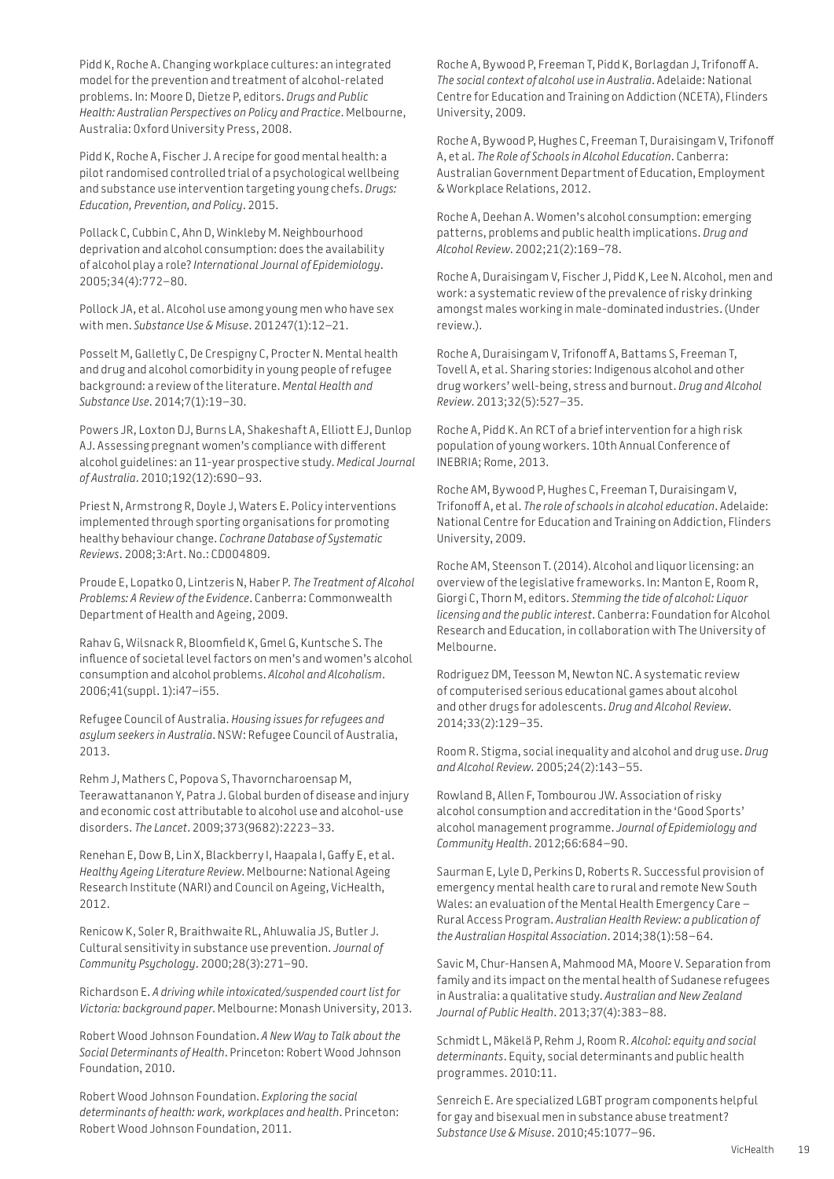Pidd K, Roche A. Changing workplace cultures: an integrated model for the prevention and treatment of alcohol-related problems. In: Moore D, Dietze P, editors. *Drugs and Public Health: Australian Perspectives on Policy and Practice*. Melbourne, Australia: Oxford University Press, 2008.

Pidd K, Roche A, Fischer J. A recipe for good mental health: a pilot randomised controlled trial of a psychological wellbeing and substance use intervention targeting young chefs. *Drugs: Education, Prevention, and Policy*. 2015.

Pollack C, Cubbin C, Ahn D, Winkleby M. Neighbourhood deprivation and alcohol consumption: does the availability of alcohol play a role? *International Journal of Epidemiology*. 2005;34(4):772–80.

Pollock JA, et al. Alcohol use among young men who have sex with men. *Substance Use & Misuse*. 201247(1):12–21.

Posselt M, Galletly C, De Crespigny C, Procter N. Mental health and drug and alcohol comorbidity in young people of refugee background: a review of the literature. *Mental Health and Substance Use*. 2014;7(1):19–30.

Powers JR, Loxton DJ, Burns LA, Shakeshaft A, Elliott EJ, Dunlop AJ. Assessing pregnant women's compliance with different alcohol guidelines: an 11-year prospective study. *Medical Journal of Australia*. 2010;192(12):690–93.

Priest N, Armstrong R, Doyle J, Waters E. Policy interventions implemented through sporting organisations for promoting healthy behaviour change. *Cochrane Database of Systematic Reviews*. 2008;3:Art. No.: CD004809.

Proude E, Lopatko O, Lintzeris N, Haber P. *The Treatment of Alcohol Problems: A Review of the Evidence*. Canberra: Commonwealth Department of Health and Ageing, 2009.

Rahav G, Wilsnack R, Bloomfield K, Gmel G, Kuntsche S. The influence of societal level factors on men's and women's alcohol consumption and alcohol problems. *Alcohol and Alcoholism*. 2006;41(suppl. 1):i47–i55.

Refugee Council of Australia. *Housing issues for refugees and asylum seekers in Australia*. NSW: Refugee Council of Australia, 2013.

Rehm J, Mathers C, Popova S, Thavorncharoensap M, Teerawattananon Y, Patra J. Global burden of disease and injury and economic cost attributable to alcohol use and alcohol-use disorders. *The Lancet*. 2009;373(9682):2223–33.

Renehan E, Dow B, Lin X, Blackberry I, Haapala I, Gaffy E, et al. *Healthy Ageing Literature Review*. Melbourne: National Ageing Research Institute (NARI) and Council on Ageing, VicHealth, 2012.

Renicow K, Soler R, Braithwaite RL, Ahluwalia JS, Butler J. Cultural sensitivity in substance use prevention. *Journal of Community Psychology*. 2000;28(3):271–90.

Richardson E. *A driving while intoxicated/suspended court list for Victoria: background paper*. Melbourne: Monash University, 2013.

Robert Wood Johnson Foundation. *A New Way to Talk about the Social Determinants of Health*. Princeton: Robert Wood Johnson Foundation, 2010.

Robert Wood Johnson Foundation. *Exploring the social determinants of health: work, workplaces and health*. Princeton: Robert Wood Johnson Foundation, 2011.

Roche A, Bywood P, Freeman T, Pidd K, Borlagdan J, Trifonoff A. *The social context of alcohol use in Australia*. Adelaide: National Centre for Education and Training on Addiction (NCETA), Flinders University, 2009.

Roche A, Bywood P, Hughes C, Freeman T, Duraisingam V, Trifonoff A, et al. *The Role of Schools in Alcohol Education*. Canberra: Australian Government Department of Education, Employment & Workplace Relations, 2012.

Roche A, Deehan A. Women's alcohol consumption: emerging patterns, problems and public health implications. *Drug and Alcohol Review*. 2002;21(2):169–78.

Roche A, Duraisingam V, Fischer J, Pidd K, Lee N. Alcohol, men and work: a systematic review of the prevalence of risky drinking amongst males working in male-dominated industries. (Under review.).

Roche A, Duraisingam V, Trifonoff A, Battams S, Freeman T, Tovell A, et al. Sharing stories: Indigenous alcohol and other drug workers' well-being, stress and burnout. *Drug and Alcohol Review*. 2013;32(5):527–35.

Roche A, Pidd K. An RCT of a brief intervention for a high risk population of young workers. 10th Annual Conference of INEBRIA; Rome, 2013.

Roche AM, Bywood P, Hughes C, Freeman T, Duraisingam V, Trifonoff A, et al. *The role of schools in alcohol education*. Adelaide: National Centre for Education and Training on Addiction, Flinders University, 2009.

Roche AM, Steenson T. (2014). Alcohol and liquor licensing: an overview of the legislative frameworks. In: Manton E, Room R, Giorgi C, Thorn M, editors. *Stemming the tide of alcohol: Liquor licensing and the public interest*. Canberra: Foundation for Alcohol Research and Education, in collaboration with The University of Melbourne.

Rodriguez DM, Teesson M, Newton NC. A systematic review of computerised serious educational games about alcohol and other drugs for adolescents. *Drug and Alcohol Review*. 2014;33(2):129–35.

Room R. Stigma, social inequality and alcohol and drug use. *Drug and Alcohol Review*. 2005;24(2):143–55.

Rowland B, Allen F, Tombourou JW. Association of risky alcohol consumption and accreditation in the 'Good Sports' alcohol management programme. *Journal of Epidemiology and Community Health*. 2012;66:684–90.

Saurman E, Lyle D, Perkins D, Roberts R. Successful provision of emergency mental health care to rural and remote New South Wales: an evaluation of the Mental Health Emergency Care – Rural Access Program. *Australian Health Review: a publication of the Australian Hospital Association*. 2014;38(1):58–64.

Savic M, Chur-Hansen A, Mahmood MA, Moore V. Separation from family and its impact on the mental health of Sudanese refugees in Australia: a qualitative study. *Australian and New Zealand Journal of Public Health*. 2013;37(4):383–88.

Schmidt L, Mäkelä P, Rehm J, Room R. *Alcohol: equity and social determinants*. Equity, social determinants and public health programmes. 2010:11.

Senreich E. Are specialized LGBT program components helpful for gay and bisexual men in substance abuse treatment? *Substance Use & Misuse*. 2010;45:1077–96.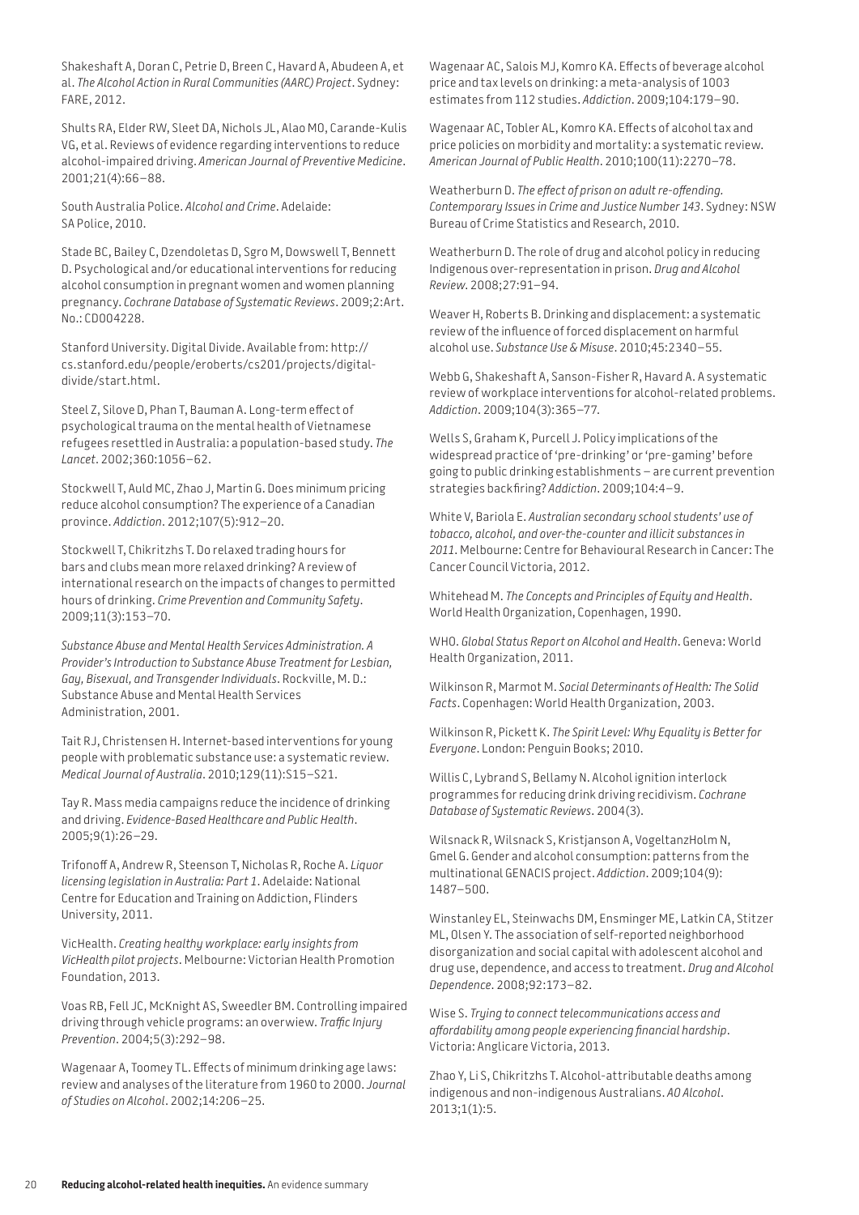Shakeshaft A, Doran C, Petrie D, Breen C, Havard A, Abudeen A, et al. *The Alcohol Action in Rural Communities (AARC) Project*. Sydney: FARE, 2012.

Shults RA, Elder RW, Sleet DA, Nichols JL, Alao MO, Carande-Kulis VG, et al. Reviews of evidence regarding interventions to reduce alcohol-impaired driving. *American Journal of Preventive Medicine*. 2001;21(4):66–88.

South Australia Police. *Alcohol and Crime*. Adelaide: SA Police, 2010.

Stade BC, Bailey C, Dzendoletas D, Sgro M, Dowswell T, Bennett D. Psychological and/or educational interventions for reducing alcohol consumption in pregnant women and women planning pregnancy. *Cochrane Database of Systematic Reviews*. 2009;2:Art. No.: CD004228.

Stanford University. Digital Divide. Available from: http://cs.stanford.edu/people/eroberts/cs201/projects/digital-divide/start.html.

Steel Z, Silove D, Phan T, Bauman A. Long-term effect of psychological trauma on the mental health of Vietnamese refugees resettled in Australia: a population-based study. *The Lancet*. 2002;360:1056–62.

Stockwell T, Auld MC, Zhao J, Martin G. Does minimum pricing reduce alcohol consumption? The experience of a Canadian province. *Addiction*. 2012;107(5):912–20.

Stockwell T, Chikritzhs T. Do relaxed trading hours for bars and clubs mean more relaxed drinking? A review of international research on the impacts of changes to permitted hours of drinking. *Crime Prevention and Community Safety*. 2009;11(3):153–70.

*Substance Abuse and Mental Health Services Administration. A Provider's Introduction to Substance Abuse Treatment for Lesbian, Gay, Bisexual, and Transgender Individuals*. Rockville, M. D.: Substance Abuse and Mental Health Services Administration, 2001.

Tait RJ, Christensen H. Internet-based interventions for young people with problematic substance use: a systematic review. *Medical Journal of Australia*. 2010;129(11):S15–S21.

Tay R. Mass media campaigns reduce the incidence of drinking and driving. *Evidence-Based Healthcare and Public Health*. 2005;9(1):26–29.

Trifonoff A, Andrew R, Steenson T, Nicholas R, Roche A. *Liquor licensing legislation in Australia: Part 1*. Adelaide: National Centre for Education and Training on Addiction, Flinders University, 2011.

VicHealth. *Creating healthy workplace: early insights from VicHealth pilot projects*. Melbourne: Victorian Health Promotion Foundation, 2013.

Voas RB, Fell JC, McKnight AS, Sweedler BM. Controlling impaired driving through vehicle programs: an overwiew. *Traffic Injury Prevention*. 2004;5(3):292–98.

Wagenaar A, Toomey TL. Effects of minimum drinking age laws: review and analyses of the literature from 1960 to 2000. *Journal of Studies on Alcohol*. 2002;14:206–25.

Wagenaar AC, Salois MJ, Komro KA. Effects of beverage alcohol price and tax levels on drinking: a meta-analysis of 1003 estimates from 112 studies. *Addiction*. 2009;104:179–90.

Wagenaar AC, Tobler AL, Komro KA. Effects of alcohol tax and price policies on morbidity and mortality: a systematic review. *American Journal of Public Health*. 2010;100(11):2270–78.

Weatherburn D. *The effect of prison on adult re-offending. Contemporary Issues in Crime and Justice Number 143*. Sydney: NSW Bureau of Crime Statistics and Research, 2010.

Weatherburn D. The role of drug and alcohol policy in reducing Indigenous over-representation in prison. *Drug and Alcohol Review*. 2008;27:91–94.

Weaver H, Roberts B. Drinking and displacement: a systematic review of the influence of forced displacement on harmful alcohol use. *Substance Use & Misuse*. 2010;45:2340–55.

Webb G, Shakeshaft A, Sanson-Fisher R, Havard A. A systematic review of workplace interventions for alcohol-related problems. *Addiction*. 2009;104(3):365–77.

Wells S, Graham K, Purcell J. Policy implications of the widespread practice of 'pre-drinking' or 'pre-gaming' before going to public drinking establishments – are current prevention strategies backfiring? *Addiction*. 2009;104:4–9.

White V, Bariola E. *Australian secondary school students' use of tobacco, alcohol, and over-the-counter and illicit substances in 2011*. Melbourne: Centre for Behavioural Research in Cancer: The Cancer Council Victoria, 2012.

Whitehead M. *The Concepts and Principles of Equity and Health*. World Health Organization, Copenhagen, 1990.

WHO. *Global Status Report on Alcohol and Health*. Geneva: World Health Organization, 2011.

Wilkinson R, Marmot M. *Social Determinants of Health: The Solid Facts*. Copenhagen: World Health Organization, 2003.

Wilkinson R, Pickett K. *The Spirit Level: Why Equality is Better for Everyone*. London: Penguin Books; 2010.

Willis C, Lybrand S, Bellamy N. Alcohol ignition interlock programmes for reducing drink driving recidivism. *Cochrane Database of Systematic Reviews*. 2004(3).

Wilsnack R, Wilsnack S, Kristjanson A, VogeltanzHolm N, Gmel G. Gender and alcohol consumption: patterns from the multinational GENACIS project. *Addiction*. 2009;104(9): 1487–500.

Winstanley EL, Steinwachs DM, Ensminger ME, Latkin CA, Stitzer ML, Olsen Y. The association of self-reported neighborhood disorganization and social capital with adolescent alcohol and drug use, dependence, and access to treatment. *Drug and Alcohol Dependence*. 2008;92:173–82.

Wise S. *Trying to connect telecommunications access and affordability among people experiencing financial hardship*. Victoria: Anglicare Victoria, 2013.

Zhao Y, Li S, Chikritzhs T. Alcohol-attributable deaths among indigenous and non-indigenous Australians. *AO Alcohol*. 2013;1(1):5.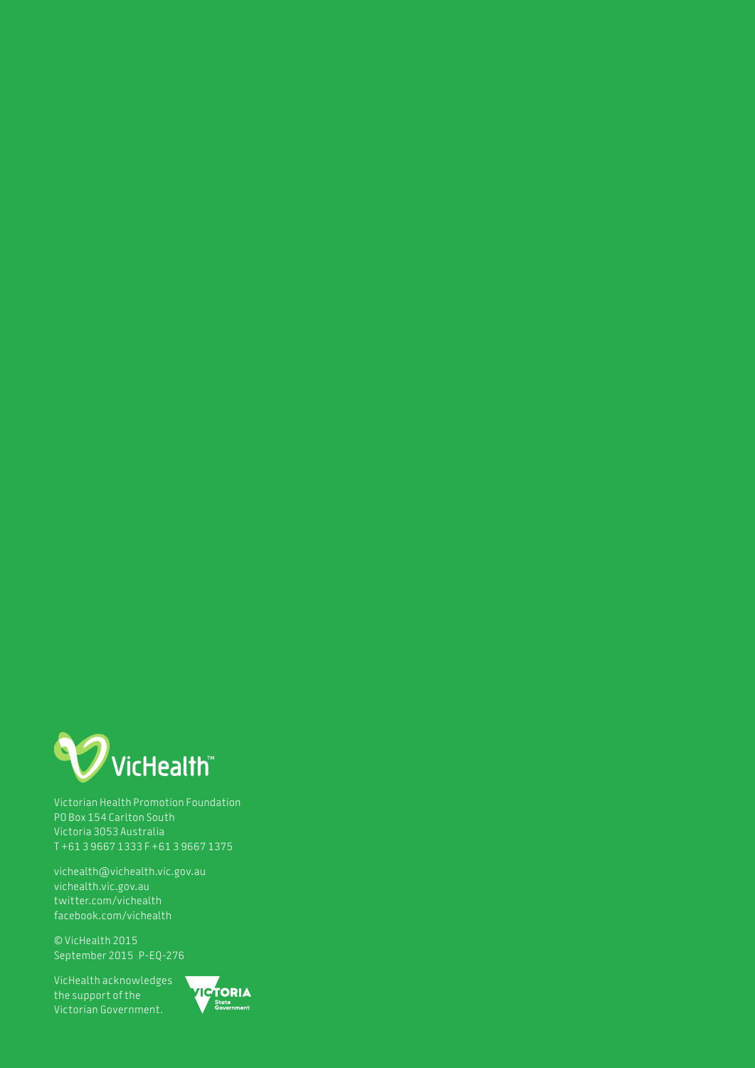VicHealth™

Victorian Health Promotion Foundation
PO Box 154 Carlton South
Victoria 3053 Australia
T +61 3 9667 1333 F +61 3 9667 1375

vichealth@vichealth.vic.gov.au
vichealth.vic.gov.au
twitter.com/vichealth
facebook.com/vichealth

© VicHealth 2015
September 2015 P-EQ-276

VicHealth acknowledges the support of the Victorian Government.

VICTORIA State Government